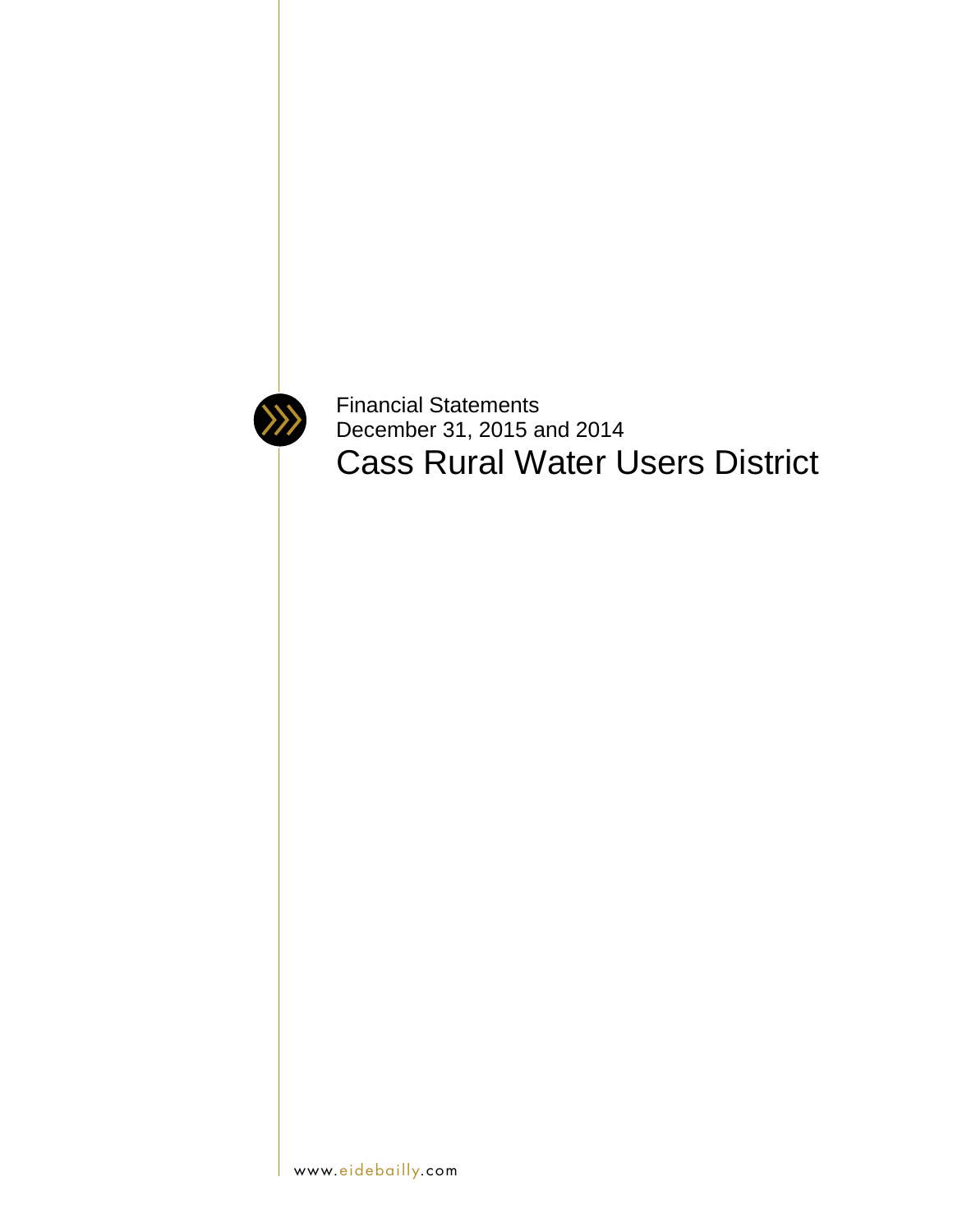Financial Statements

December 31, 2015 and 2014

# Cass Rural Water Users District

www.eidebailly.com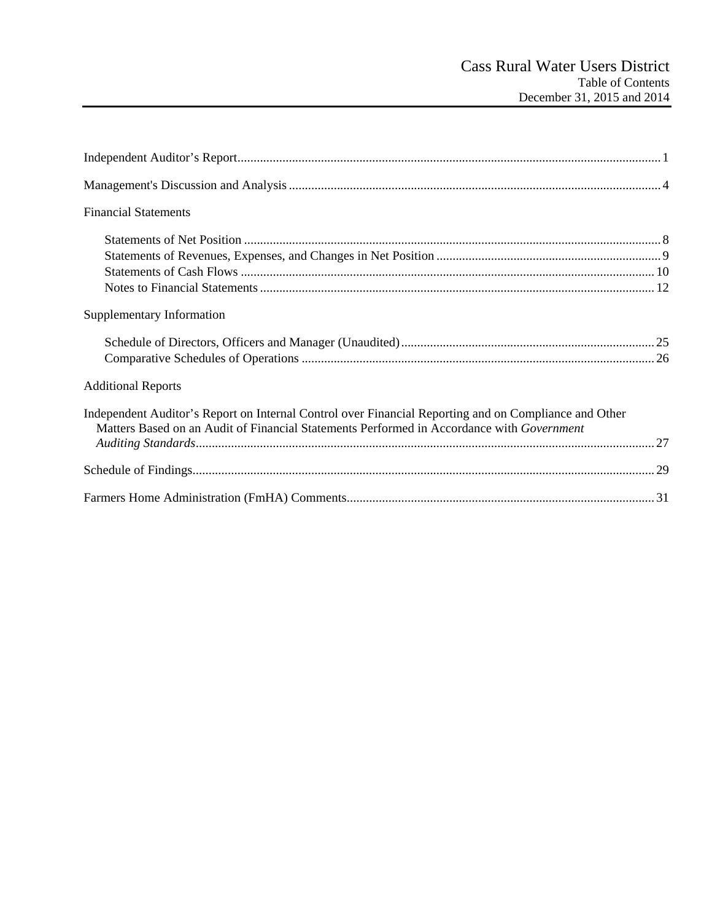# Cass Rural Water Users District
## Table of Contents
### December 31, 2015 and 2014

Independent Auditor's Report .......... 1

Management's Discussion and Analysis .......... 4

Financial Statements

- Statements of Net Position .......... 8
- Statements of Revenues, Expenses, and Changes in Net Position .......... 9
- Statements of Cash Flows .......... 10
- Notes to Financial Statements .......... 12

Supplementary Information

- Schedule of Directors, Officers and Manager (Unaudited) .......... 25
- Comparative Schedules of Operations .......... 26

Additional Reports

Independent Auditor's Report on Internal Control over Financial Reporting and on Compliance and Other Matters Based on an Audit of Financial Statements Performed in Accordance with *Government Auditing Standards* .......... 27

Schedule of Findings .......... 29

Farmers Home Administration (FmHA) Comments .......... 31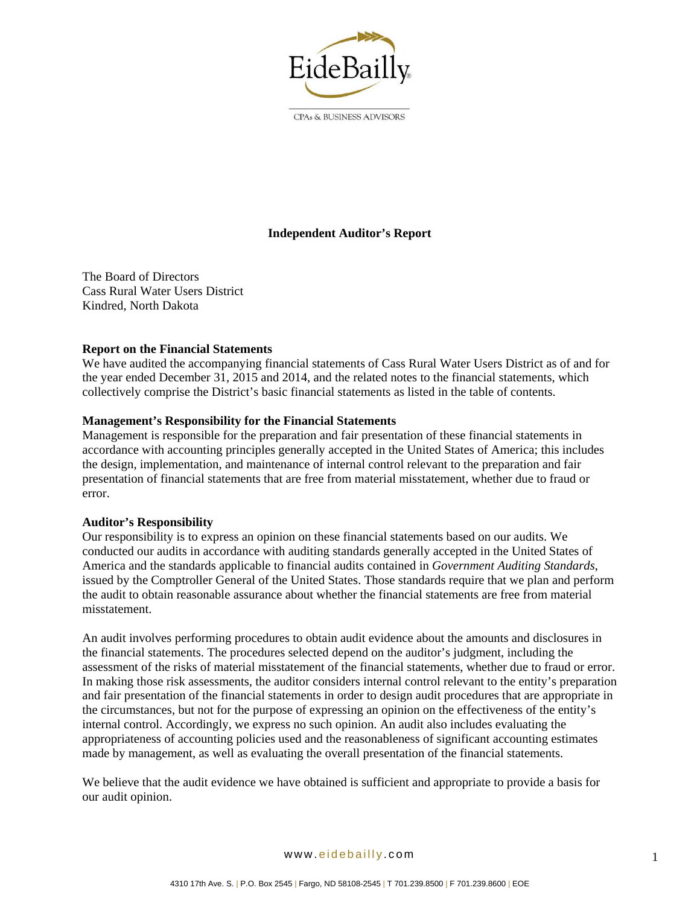# Independent Auditor's Report

The Board of Directors
Cass Rural Water Users District
Kindred, North Dakota

**Report on the Financial Statements**
We have audited the accompanying financial statements of Cass Rural Water Users District as of and for the year ended December 31, 2015 and 2014, and the related notes to the financial statements, which collectively comprise the District's basic financial statements as listed in the table of contents.

**Management's Responsibility for the Financial Statements**
Management is responsible for the preparation and fair presentation of these financial statements in accordance with accounting principles generally accepted in the United States of America; this includes the design, implementation, and maintenance of internal control relevant to the preparation and fair presentation of financial statements that are free from material misstatement, whether due to fraud or error.

**Auditor's Responsibility**
Our responsibility is to express an opinion on these financial statements based on our audits. We conducted our audits in accordance with auditing standards generally accepted in the United States of America and the standards applicable to financial audits contained in *Government Auditing Standards*, issued by the Comptroller General of the United States. Those standards require that we plan and perform the audit to obtain reasonable assurance about whether the financial statements are free from material misstatement.

An audit involves performing procedures to obtain audit evidence about the amounts and disclosures in the financial statements. The procedures selected depend on the auditor's judgment, including the assessment of the risks of material misstatement of the financial statements, whether due to fraud or error. In making those risk assessments, the auditor considers internal control relevant to the entity's preparation and fair presentation of the financial statements in order to design audit procedures that are appropriate in the circumstances, but not for the purpose of expressing an opinion on the effectiveness of the entity's internal control. Accordingly, we express no such opinion. An audit also includes evaluating the appropriateness of accounting policies used and the reasonableness of significant accounting estimates made by management, as well as evaluating the overall presentation of the financial statements.

We believe that the audit evidence we have obtained is sufficient and appropriate to provide a basis for our audit opinion.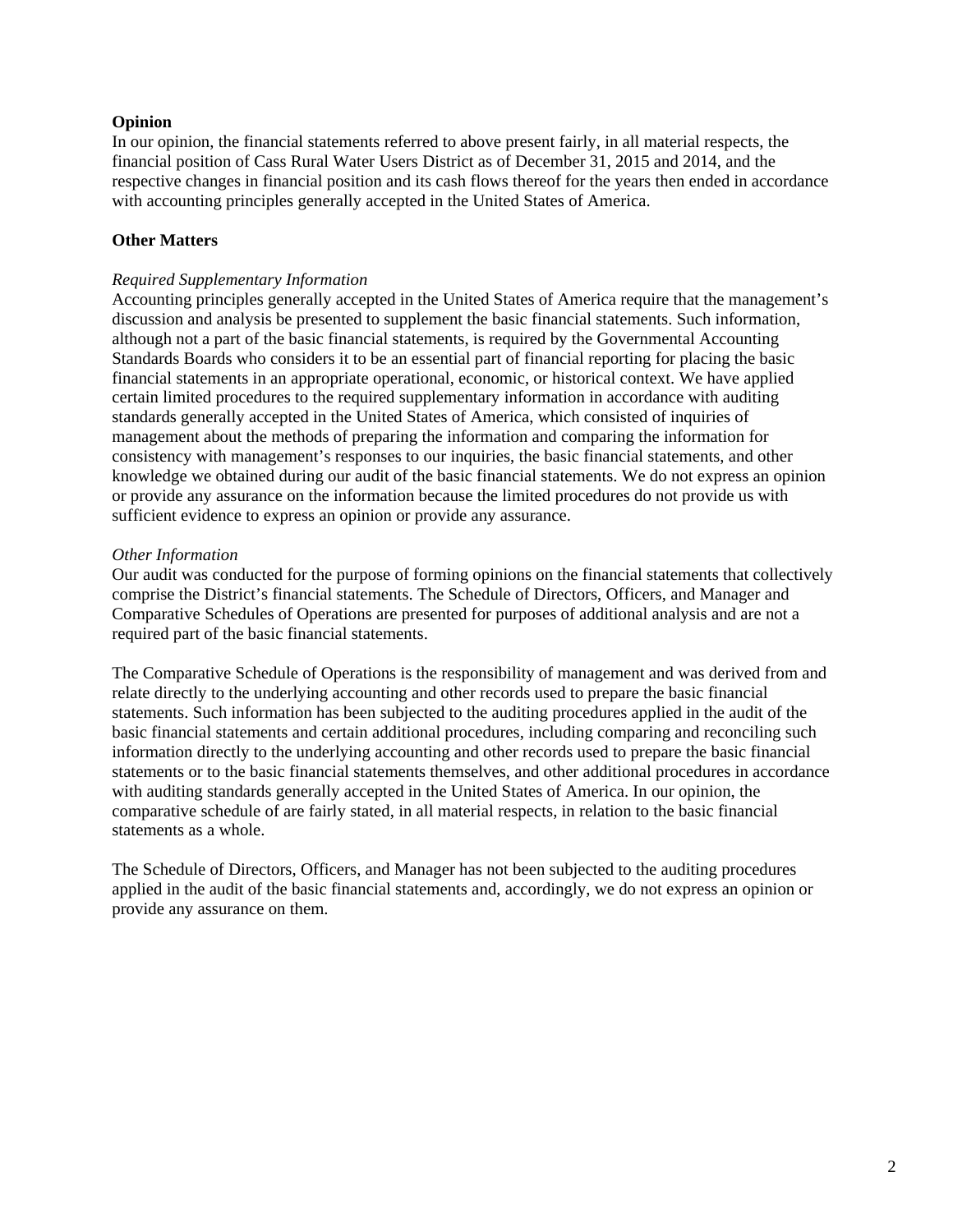**Opinion**

In our opinion, the financial statements referred to above present fairly, in all material respects, the financial position of Cass Rural Water Users District as of December 31, 2015 and 2014, and the respective changes in financial position and its cash flows thereof for the years then ended in accordance with accounting principles generally accepted in the United States of America.

**Other Matters**

*Required Supplementary Information*

Accounting principles generally accepted in the United States of America require that the management's discussion and analysis be presented to supplement the basic financial statements. Such information, although not a part of the basic financial statements, is required by the Governmental Accounting Standards Boards who considers it to be an essential part of financial reporting for placing the basic financial statements in an appropriate operational, economic, or historical context. We have applied certain limited procedures to the required supplementary information in accordance with auditing standards generally accepted in the United States of America, which consisted of inquiries of management about the methods of preparing the information and comparing the information for consistency with management's responses to our inquiries, the basic financial statements, and other knowledge we obtained during our audit of the basic financial statements. We do not express an opinion or provide any assurance on the information because the limited procedures do not provide us with sufficient evidence to express an opinion or provide any assurance.

*Other Information*

Our audit was conducted for the purpose of forming opinions on the financial statements that collectively comprise the District's financial statements. The Schedule of Directors, Officers, and Manager and Comparative Schedules of Operations are presented for purposes of additional analysis and are not a required part of the basic financial statements.

The Comparative Schedule of Operations is the responsibility of management and was derived from and relate directly to the underlying accounting and other records used to prepare the basic financial statements. Such information has been subjected to the auditing procedures applied in the audit of the basic financial statements and certain additional procedures, including comparing and reconciling such information directly to the underlying accounting and other records used to prepare the basic financial statements or to the basic financial statements themselves, and other additional procedures in accordance with auditing standards generally accepted in the United States of America. In our opinion, the comparative schedule of are fairly stated, in all material respects, in relation to the basic financial statements as a whole.

The Schedule of Directors, Officers, and Manager has not been subjected to the auditing procedures applied in the audit of the basic financial statements and, accordingly, we do not express an opinion or provide any assurance on them.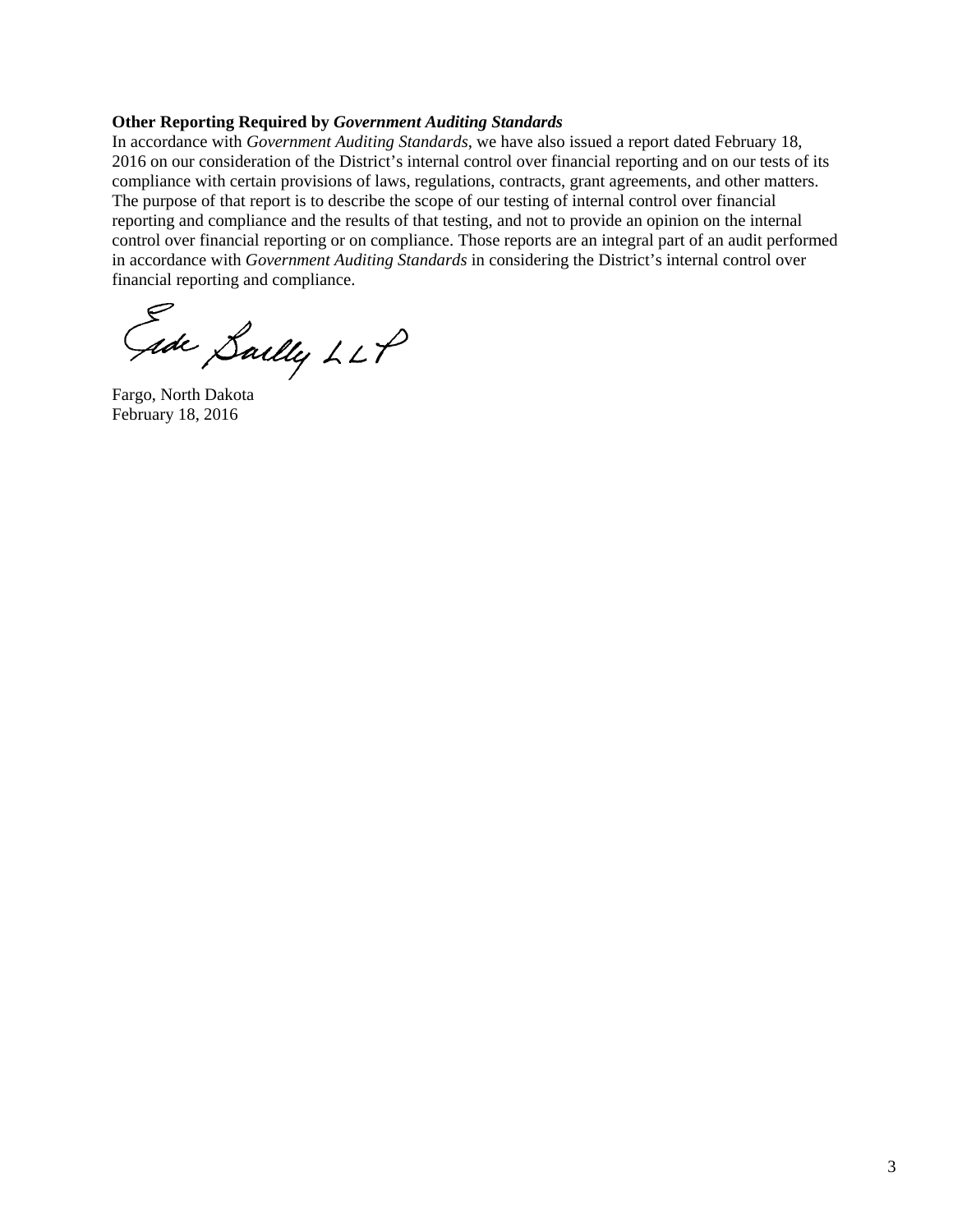**Other Reporting Required by *Government Auditing Standards***

In accordance with *Government Auditing Standards*, we have also issued a report dated February 18, 2016 on our consideration of the District's internal control over financial reporting and on our tests of its compliance with certain provisions of laws, regulations, contracts, grant agreements, and other matters. The purpose of that report is to describe the scope of our testing of internal control over financial reporting and compliance and the results of that testing, and not to provide an opinion on the internal control over financial reporting or on compliance. Those reports are an integral part of an audit performed in accordance with *Government Auditing Standards* in considering the District's internal control over financial reporting and compliance.

Eide Bailly LLP

Fargo, North Dakota
February 18, 2016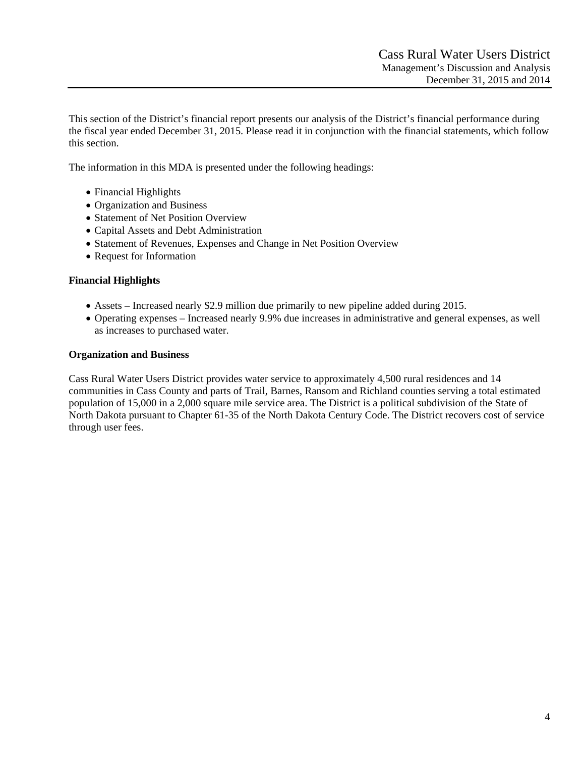This section of the District's financial report presents our analysis of the District's financial performance during the fiscal year ended December 31, 2015. Please read it in conjunction with the financial statements, which follow this section.

The information in this MDA is presented under the following headings:

- Financial Highlights
- Organization and Business
- Statement of Net Position Overview
- Capital Assets and Debt Administration
- Statement of Revenues, Expenses and Change in Net Position Overview
- Request for Information

**Financial Highlights**

- Assets – Increased nearly $2.9 million due primarily to new pipeline added during 2015.
- Operating expenses – Increased nearly 9.9% due increases in administrative and general expenses, as well as increases to purchased water.

**Organization and Business**

Cass Rural Water Users District provides water service to approximately 4,500 rural residences and 14 communities in Cass County and parts of Trail, Barnes, Ransom and Richland counties serving a total estimated population of 15,000 in a 2,000 square mile service area. The District is a political subdivision of the State of North Dakota pursuant to Chapter 61-35 of the North Dakota Century Code. The District recovers cost of service through user fees.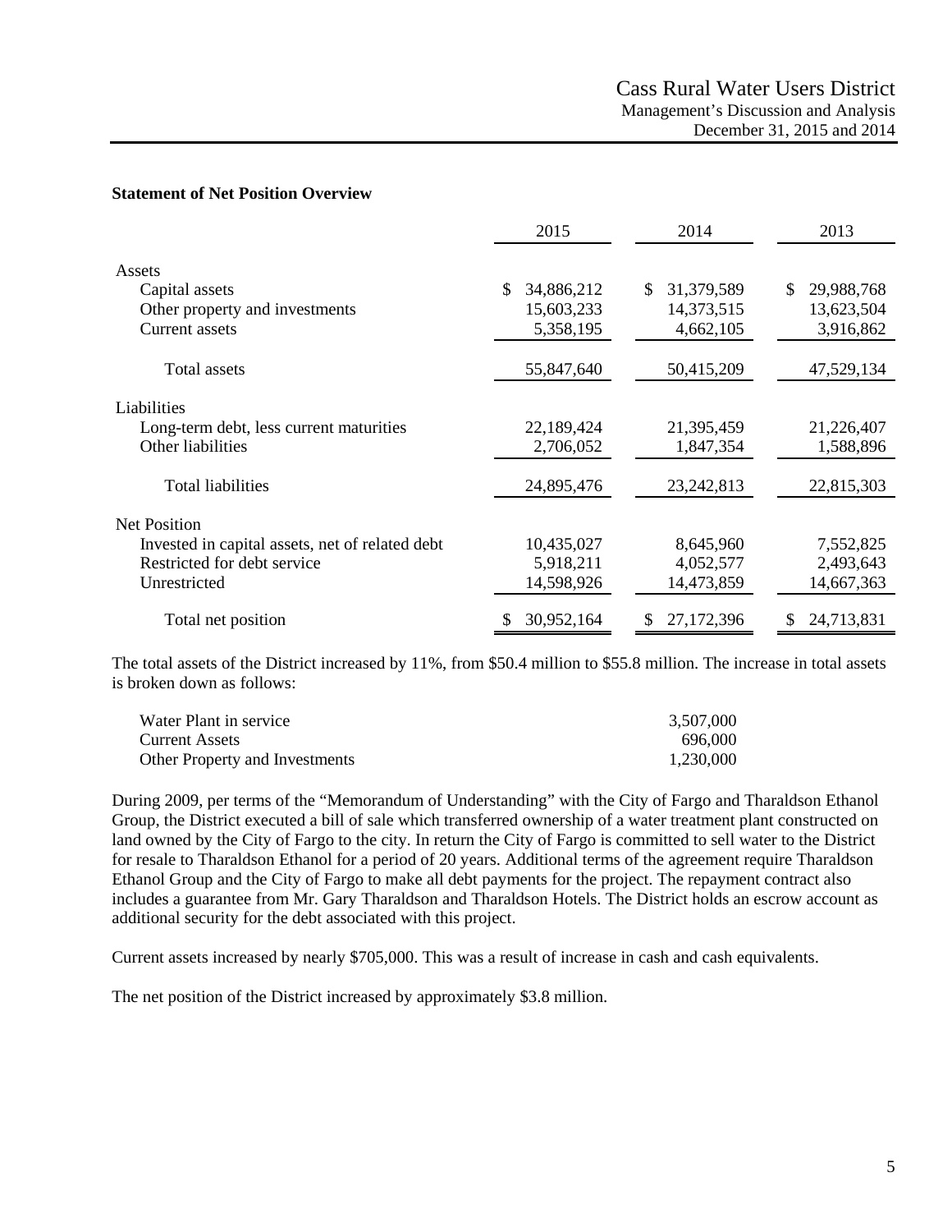### Statement of Net Position Overview

| | 2015 | 2014 | 2013 |
|---|---|---|---|
| Assets | | | |
| Capital assets | $ 34,886,212 | $ 31,379,589 | $ 29,988,768 |
| Other property and investments | 15,603,233 | 14,373,515 | 13,623,504 |
| Current assets | 5,358,195 | 4,662,105 | 3,916,862 |
| Total assets | 55,847,640 | 50,415,209 | 47,529,134 |
| Liabilities | | | |
| Long-term debt, less current maturities | 22,189,424 | 21,395,459 | 21,226,407 |
| Other liabilities | 2,706,052 | 1,847,354 | 1,588,896 |
| Total liabilities | 24,895,476 | 23,242,813 | 22,815,303 |
| Net Position | | | |
| Invested in capital assets, net of related debt | 10,435,027 | 8,645,960 | 7,552,825 |
| Restricted for debt service | 5,918,211 | 4,052,577 | 2,493,643 |
| Unrestricted | 14,598,926 | 14,473,859 | 14,667,363 |
| Total net position | $ 30,952,164 | $ 27,172,396 | $ 24,713,831 |

The total assets of the District increased by 11%, from $50.4 million to $55.8 million. The increase in total assets is broken down as follows:

| | |
|---|---|
| Water Plant in service | 3,507,000 |
| Current Assets | 696,000 |
| Other Property and Investments | 1,230,000 |

During 2009, per terms of the "Memorandum of Understanding" with the City of Fargo and Tharaldson Ethanol Group, the District executed a bill of sale which transferred ownership of a water treatment plant constructed on land owned by the City of Fargo to the city. In return the City of Fargo is committed to sell water to the District for resale to Tharaldson Ethanol for a period of 20 years. Additional terms of the agreement require Tharaldson Ethanol Group and the City of Fargo to make all debt payments for the project. The repayment contract also includes a guarantee from Mr. Gary Tharaldson and Tharaldson Hotels. The District holds an escrow account as additional security for the debt associated with this project.

Current assets increased by nearly $705,000. This was a result of increase in cash and cash equivalents.

The net position of the District increased by approximately $3.8 million.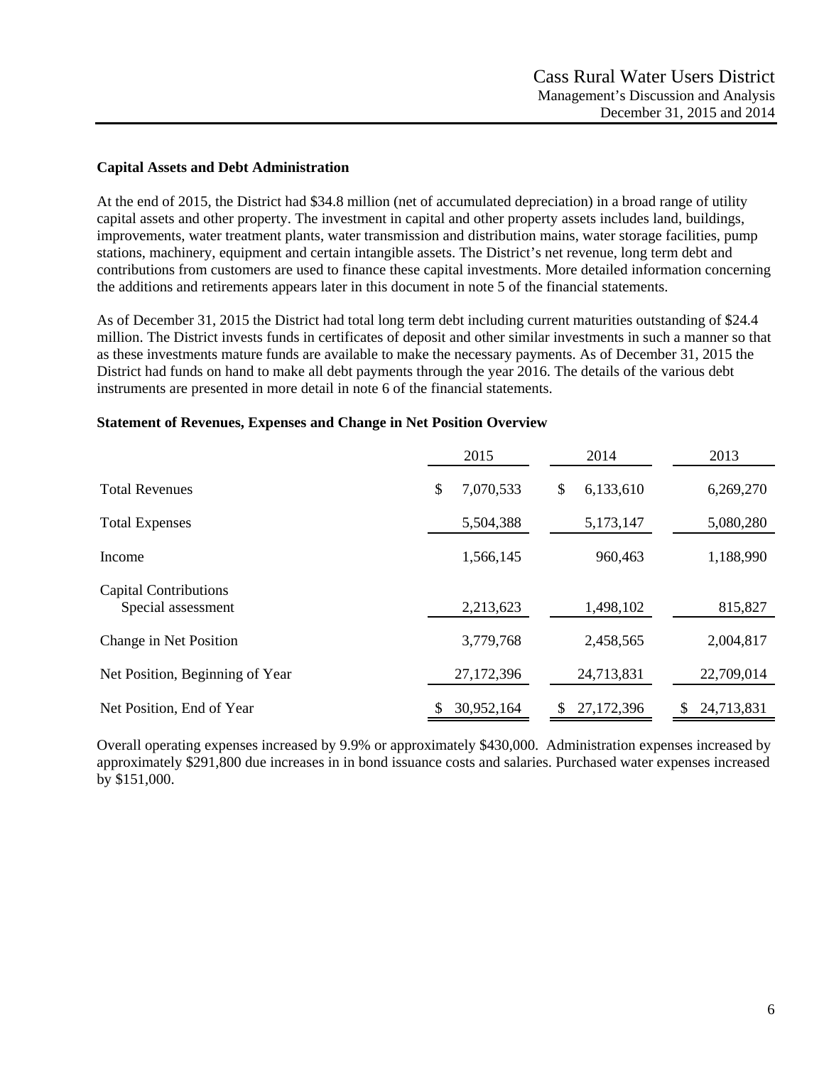### Capital Assets and Debt Administration

At the end of 2015, the District had $34.8 million (net of accumulated depreciation) in a broad range of utility capital assets and other property. The investment in capital and other property assets includes land, buildings, improvements, water treatment plants, water transmission and distribution mains, water storage facilities, pump stations, machinery, equipment and certain intangible assets. The District's net revenue, long term debt and contributions from customers are used to finance these capital investments. More detailed information concerning the additions and retirements appears later in this document in note 5 of the financial statements.

As of December 31, 2015 the District had total long term debt including current maturities outstanding of $24.4 million. The District invests funds in certificates of deposit and other similar investments in such a manner so that as these investments mature funds are available to make the necessary payments. As of December 31, 2015 the District had funds on hand to make all debt payments through the year 2016. The details of the various debt instruments are presented in more detail in note 6 of the financial statements.

### Statement of Revenues, Expenses and Change in Net Position Overview

| | 2015 | 2014 | 2013 |
|---|---|---|---|
| Total Revenues | $ 7,070,533 | $ 6,133,610 | 6,269,270 |
| Total Expenses | 5,504,388 | 5,173,147 | 5,080,280 |
| Income | 1,566,145 | 960,463 | 1,188,990 |
| Capital Contributions<br>Special assessment | 2,213,623 | 1,498,102 | 815,827 |
| Change in Net Position | 3,779,768 | 2,458,565 | 2,004,817 |
| Net Position, Beginning of Year | 27,172,396 | 24,713,831 | 22,709,014 |
| Net Position, End of Year | $ 30,952,164 | $ 27,172,396 | $ 24,713,831 |

Overall operating expenses increased by 9.9% or approximately $430,000. Administration expenses increased by approximately $291,800 due increases in in bond issuance costs and salaries. Purchased water expenses increased by $151,000.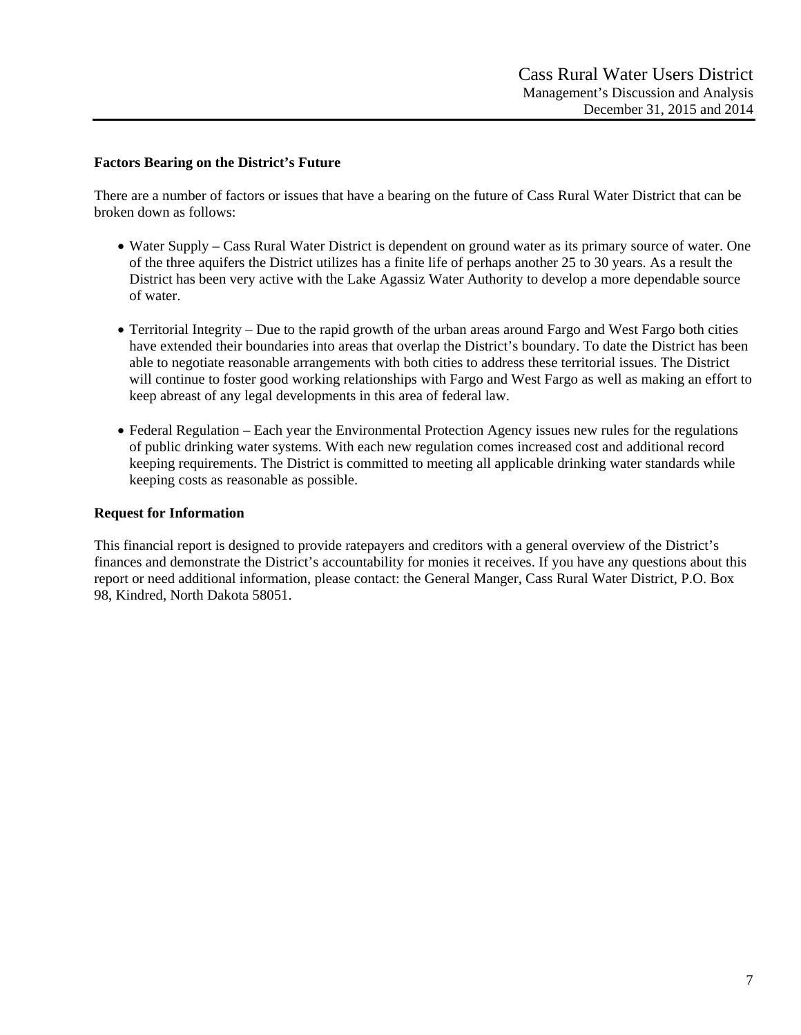**Factors Bearing on the District's Future**

There are a number of factors or issues that have a bearing on the future of Cass Rural Water District that can be broken down as follows:

- Water Supply – Cass Rural Water District is dependent on ground water as its primary source of water. One of the three aquifers the District utilizes has a finite life of perhaps another 25 to 30 years. As a result the District has been very active with the Lake Agassiz Water Authority to develop a more dependable source of water.

- Territorial Integrity – Due to the rapid growth of the urban areas around Fargo and West Fargo both cities have extended their boundaries into areas that overlap the District's boundary. To date the District has been able to negotiate reasonable arrangements with both cities to address these territorial issues. The District will continue to foster good working relationships with Fargo and West Fargo as well as making an effort to keep abreast of any legal developments in this area of federal law.

- Federal Regulation – Each year the Environmental Protection Agency issues new rules for the regulations of public drinking water systems. With each new regulation comes increased cost and additional record keeping requirements. The District is committed to meeting all applicable drinking water standards while keeping costs as reasonable as possible.

**Request for Information**

This financial report is designed to provide ratepayers and creditors with a general overview of the District's finances and demonstrate the District's accountability for monies it receives. If you have any questions about this report or need additional information, please contact: the General Manger, Cass Rural Water District, P.O. Box 98, Kindred, North Dakota 58051.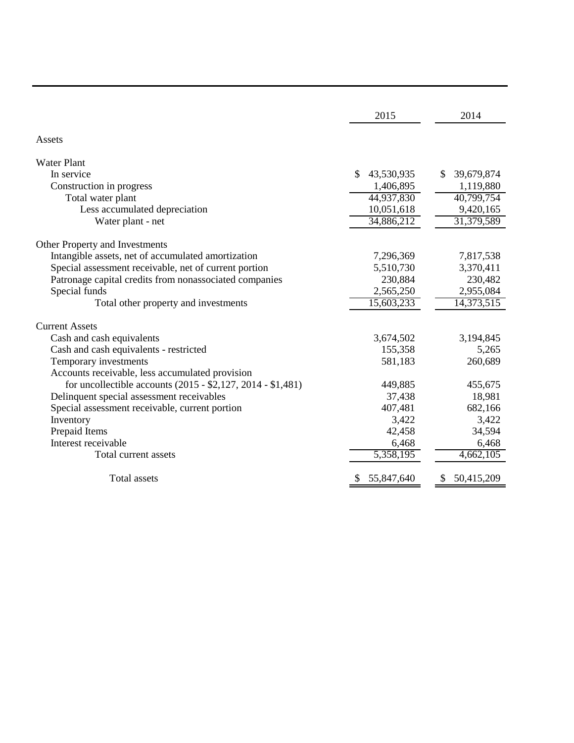| | 2015 | 2014 |
|---|---|---|
| Assets | | |
| Water Plant | | |
| In service | $ 43,530,935 | $ 39,679,874 |
| Construction in progress | 1,406,895 | 1,119,880 |
| Total water plant | 44,937,830 | 40,799,754 |
| Less accumulated depreciation | 10,051,618 | 9,420,165 |
| Water plant - net | 34,886,212 | 31,379,589 |
| Other Property and Investments | | |
| Intangible assets, net of accumulated amortization | 7,296,369 | 7,817,538 |
| Special assessment receivable, net of current portion | 5,510,730 | 3,370,411 |
| Patronage capital credits from nonassociated companies | 230,884 | 230,482 |
| Special funds | 2,565,250 | 2,955,084 |
| Total other property and investments | 15,603,233 | 14,373,515 |
| Current Assets | | |
| Cash and cash equivalents | 3,674,502 | 3,194,845 |
| Cash and cash equivalents - restricted | 155,358 | 5,265 |
| Temporary investments | 581,183 | 260,689 |
| Accounts receivable, less accumulated provision for uncollectible accounts (2015 - $2,127, 2014 - $1,481) | 449,885 | 455,675 |
| Delinquent special assessment receivables | 37,438 | 18,981 |
| Special assessment receivable, current portion | 407,481 | 682,166 |
| Inventory | 3,422 | 3,422 |
| Prepaid Items | 42,458 | 34,594 |
| Interest receivable | 6,468 | 6,468 |
| Total current assets | 5,358,195 | 4,662,105 |
| Total assets | $ 55,847,640 | $ 50,415,209 |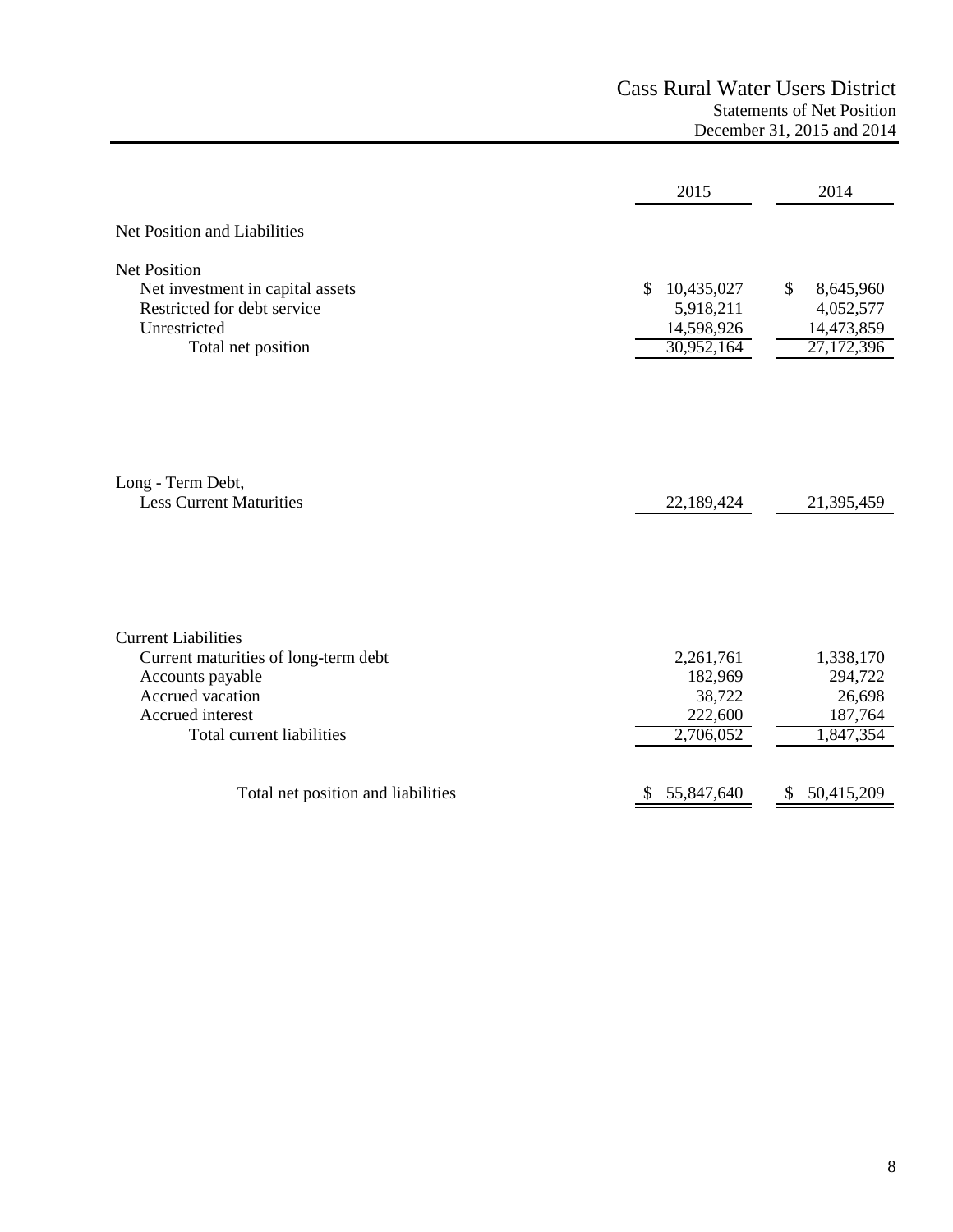# Cass Rural Water Users District

## Statements of Net Position

### December 31, 2015 and 2014

| | 2015 | 2014 |
|---|---|---|
| **Net Position and Liabilities** | | |
| Net Position | | |
| Net investment in capital assets | $ 10,435,027 | $ 8,645,960 |
| Restricted for debt service | 5,918,211 | 4,052,577 |
| Unrestricted | 14,598,926 | 14,473,859 |
| Total net position | 30,952,164 | 27,172,396 |
| | | |
| Long - Term Debt, Less Current Maturities | 22,189,424 | 21,395,459 |
| | | |
| Current Liabilities | | |
| Current maturities of long-term debt | 2,261,761 | 1,338,170 |
| Accounts payable | 182,969 | 294,722 |
| Accrued vacation | 38,722 | 26,698 |
| Accrued interest | 222,600 | 187,764 |
| Total current liabilities | 2,706,052 | 1,847,354 |
| | | |
| Total net position and liabilities | $ 55,847,640 | $ 50,415,209 |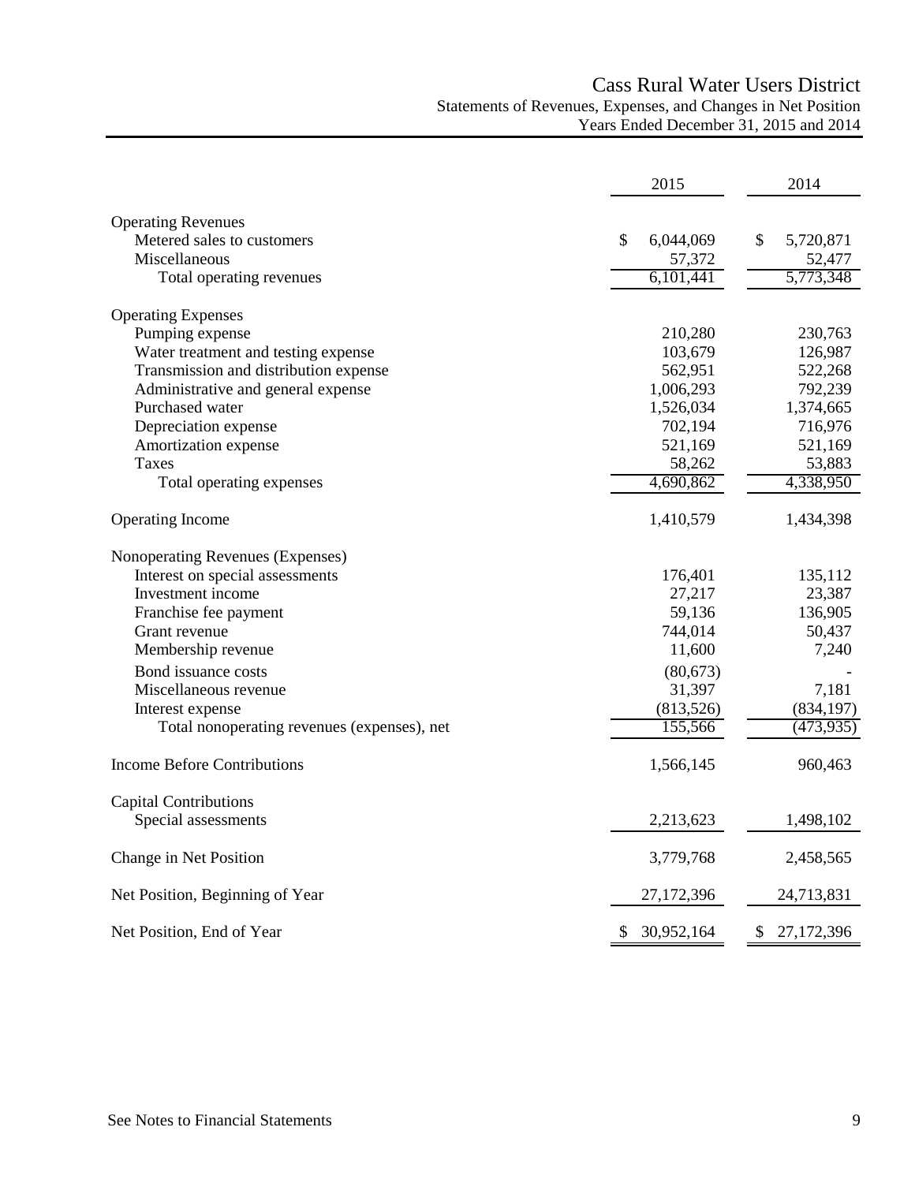# Cass Rural Water Users District

## Statements of Revenues, Expenses, and Changes in Net Position

### Years Ended December 31, 2015 and 2014

| | 2015 | 2014 |
|---|---|---|
| **Operating Revenues** | | |
| Metered sales to customers | $ 6,044,069 | $ 5,720,871 |
| Miscellaneous | 57,372 | 52,477 |
| Total operating revenues | 6,101,441 | 5,773,348 |
| **Operating Expenses** | | |
| Pumping expense | 210,280 | 230,763 |
| Water treatment and testing expense | 103,679 | 126,987 |
| Transmission and distribution expense | 562,951 | 522,268 |
| Administrative and general expense | 1,006,293 | 792,239 |
| Purchased water | 1,526,034 | 1,374,665 |
| Depreciation expense | 702,194 | 716,976 |
| Amortization expense | 521,169 | 521,169 |
| Taxes | 58,262 | 53,883 |
| Total operating expenses | 4,690,862 | 4,338,950 |
| **Operating Income** | 1,410,579 | 1,434,398 |
| **Nonoperating Revenues (Expenses)** | | |
| Interest on special assessments | 176,401 | 135,112 |
| Investment income | 27,217 | 23,387 |
| Franchise fee payment | 59,136 | 136,905 |
| Grant revenue | 744,014 | 50,437 |
| Membership revenue | 11,600 | 7,240 |
| Bond issuance costs | (80,673) | - |
| Miscellaneous revenue | 31,397 | 7,181 |
| Interest expense | (813,526) | (834,197) |
| Total nonoperating revenues (expenses), net | 155,566 | (473,935) |
| **Income Before Contributions** | 1,566,145 | 960,463 |
| **Capital Contributions** | | |
| Special assessments | 2,213,623 | 1,498,102 |
| **Change in Net Position** | 3,779,768 | 2,458,565 |
| **Net Position, Beginning of Year** | 27,172,396 | 24,713,831 |
| **Net Position, End of Year** | $ 30,952,164 | $ 27,172,396 |

See Notes to Financial Statements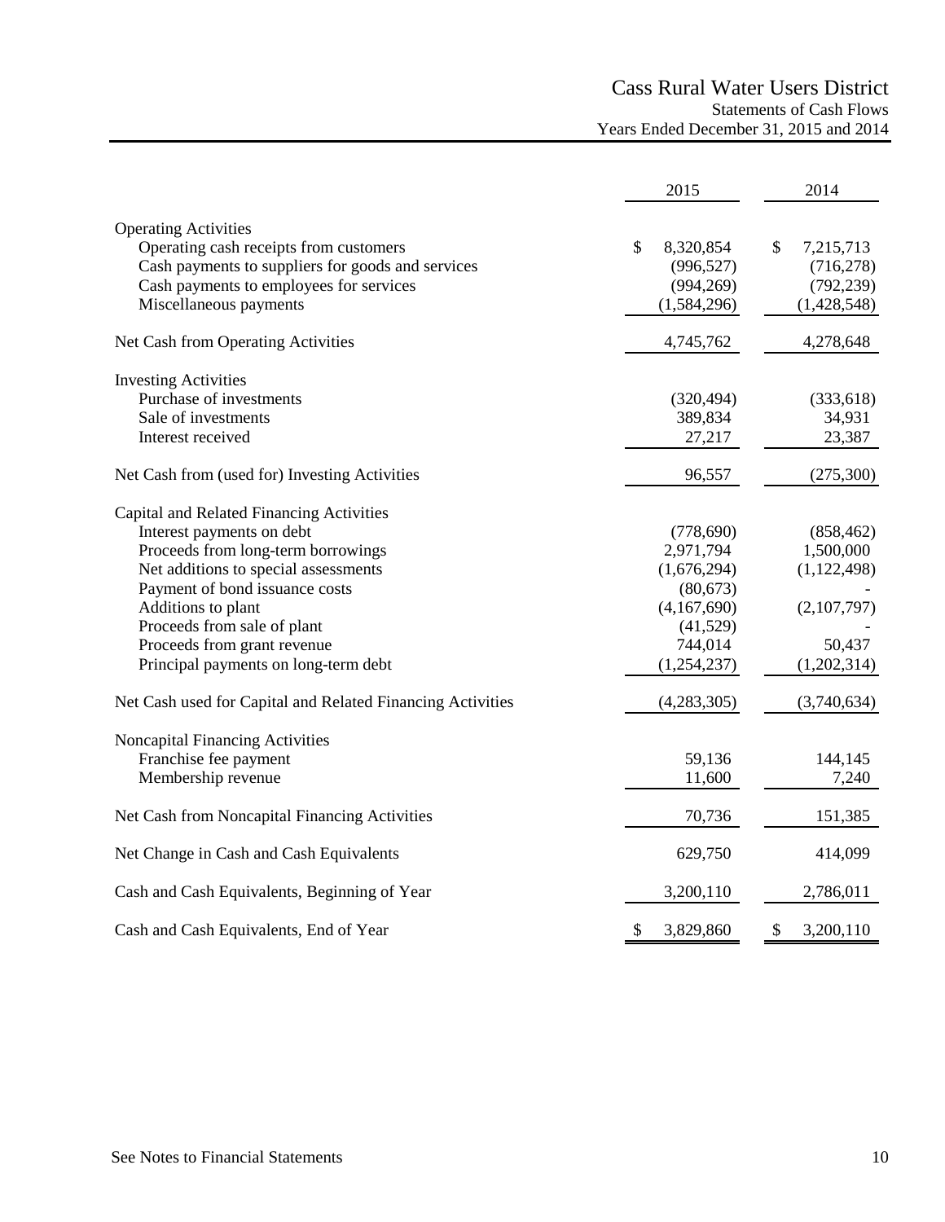# Cass Rural Water Users District

## Statements of Cash Flows

### Years Ended December 31, 2015 and 2014

| | 2015 | 2014 |
|---|---|---|
| **Operating Activities** | | |
| Operating cash receipts from customers | $ 8,320,854 | $ 7,215,713 |
| Cash payments to suppliers for goods and services | (996,527) | (716,278) |
| Cash payments to employees for services | (994,269) | (792,239) |
| Miscellaneous payments | (1,584,296) | (1,428,548) |
| Net Cash from Operating Activities | 4,745,762 | 4,278,648 |
| **Investing Activities** | | |
| Purchase of investments | (320,494) | (333,618) |
| Sale of investments | 389,834 | 34,931 |
| Interest received | 27,217 | 23,387 |
| Net Cash from (used for) Investing Activities | 96,557 | (275,300) |
| **Capital and Related Financing Activities** | | |
| Interest payments on debt | (778,690) | (858,462) |
| Proceeds from long-term borrowings | 2,971,794 | 1,500,000 |
| Net additions to special assessments | (1,676,294) | (1,122,498) |
| Payment of bond issuance costs | (80,673) | - |
| Additions to plant | (4,167,690) | (2,107,797) |
| Proceeds from sale of plant | (41,529) | - |
| Proceeds from grant revenue | 744,014 | 50,437 |
| Principal payments on long-term debt | (1,254,237) | (1,202,314) |
| Net Cash used for Capital and Related Financing Activities | (4,283,305) | (3,740,634) |
| **Noncapital Financing Activities** | | |
| Franchise fee payment | 59,136 | 144,145 |
| Membership revenue | 11,600 | 7,240 |
| Net Cash from Noncapital Financing Activities | 70,736 | 151,385 |
| Net Change in Cash and Cash Equivalents | 629,750 | 414,099 |
| Cash and Cash Equivalents, Beginning of Year | 3,200,110 | 2,786,011 |
| Cash and Cash Equivalents, End of Year | $ 3,829,860 | $ 3,200,110 |

See Notes to Financial Statements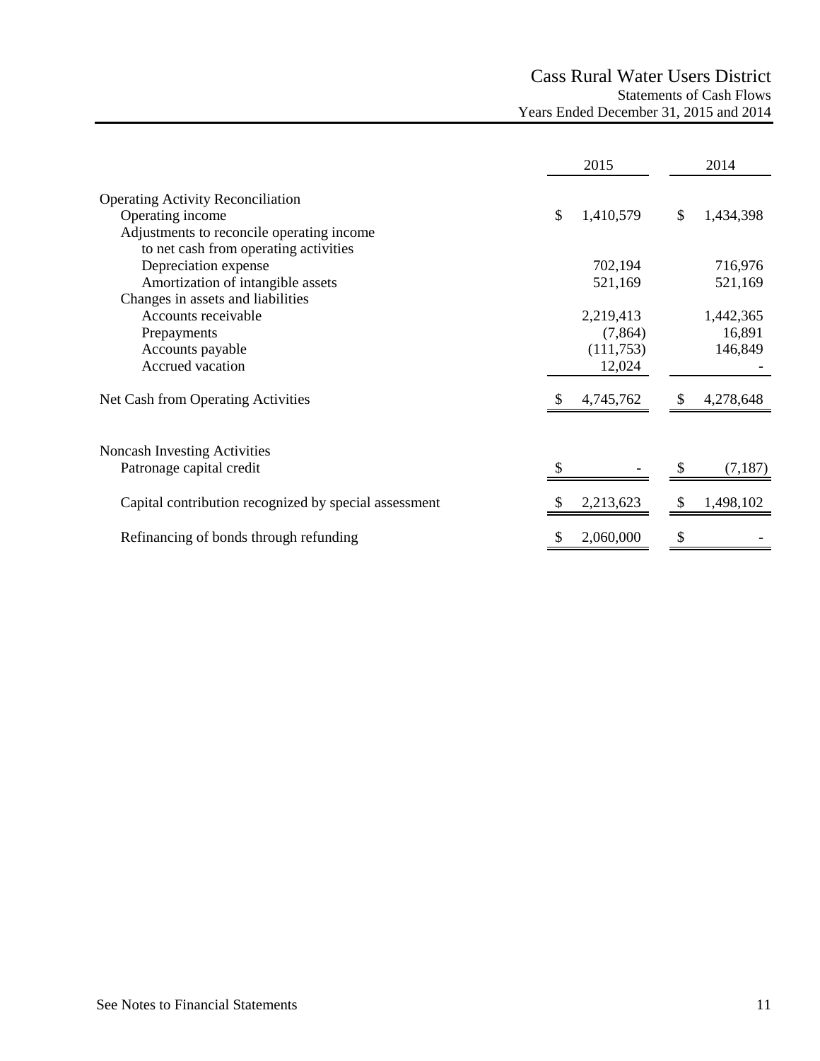# Cass Rural Water Users District

## Statements of Cash Flows

### Years Ended December 31, 2015 and 2014

| | 2015 | 2014 |
|---|---|---|
| **Operating Activity Reconciliation** | | |
| Operating income | $ 1,410,579 | $ 1,434,398 |
| Adjustments to reconcile operating income to net cash from operating activities | | |
| Depreciation expense | 702,194 | 716,976 |
| Amortization of intangible assets | 521,169 | 521,169 |
| Changes in assets and liabilities | | |
| Accounts receivable | 2,219,413 | 1,442,365 |
| Prepayments | (7,864) | 16,891 |
| Accounts payable | (111,753) | 146,849 |
| Accrued vacation | 12,024 | - |
| Net Cash from Operating Activities | $ 4,745,762 | $ 4,278,648 |
| **Noncash Investing Activities** | | |
| Patronage capital credit | $ - | $ (7,187) |
| Capital contribution recognized by special assessment | $ 2,213,623 | $ 1,498,102 |
| Refinancing of bonds through refunding | $ 2,060,000 | $ - |

See Notes to Financial Statements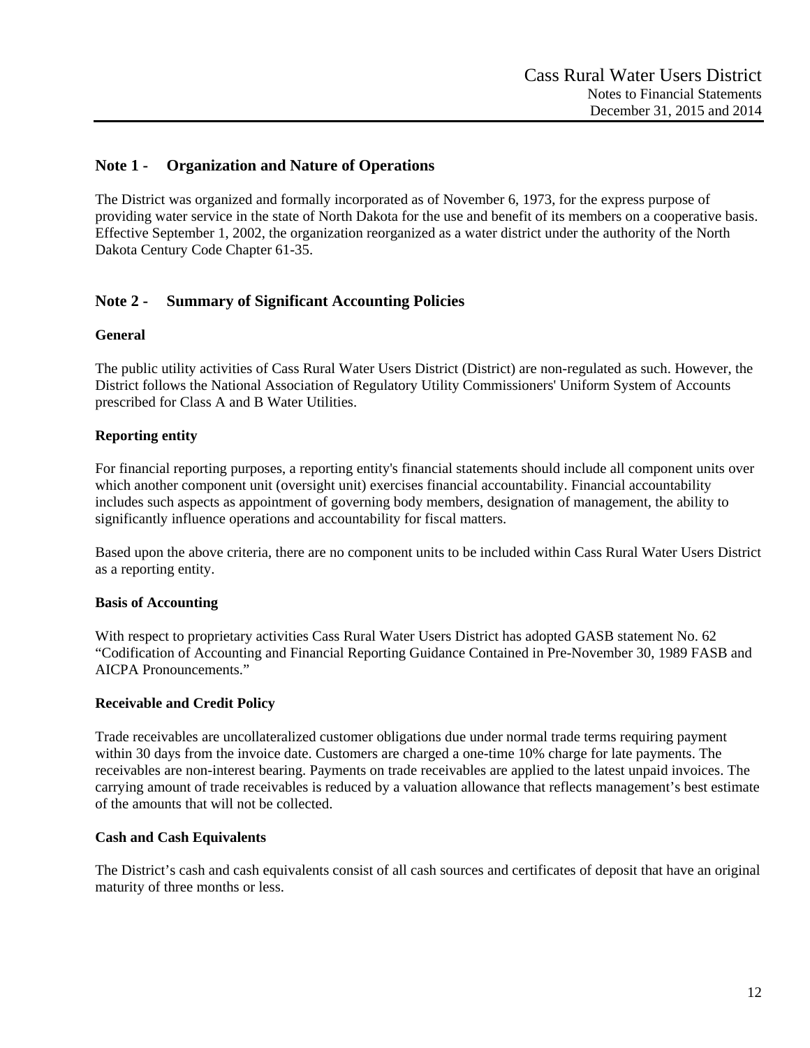## Note 1 - Organization and Nature of Operations

The District was organized and formally incorporated as of November 6, 1973, for the express purpose of providing water service in the state of North Dakota for the use and benefit of its members on a cooperative basis. Effective September 1, 2002, the organization reorganized as a water district under the authority of the North Dakota Century Code Chapter 61-35.

## Note 2 - Summary of Significant Accounting Policies

### General

The public utility activities of Cass Rural Water Users District (District) are non-regulated as such. However, the District follows the National Association of Regulatory Utility Commissioners' Uniform System of Accounts prescribed for Class A and B Water Utilities.

### Reporting entity

For financial reporting purposes, a reporting entity's financial statements should include all component units over which another component unit (oversight unit) exercises financial accountability. Financial accountability includes such aspects as appointment of governing body members, designation of management, the ability to significantly influence operations and accountability for fiscal matters.

Based upon the above criteria, there are no component units to be included within Cass Rural Water Users District as a reporting entity.

### Basis of Accounting

With respect to proprietary activities Cass Rural Water Users District has adopted GASB statement No. 62 "Codification of Accounting and Financial Reporting Guidance Contained in Pre-November 30, 1989 FASB and AICPA Pronouncements."

### Receivable and Credit Policy

Trade receivables are uncollateralized customer obligations due under normal trade terms requiring payment within 30 days from the invoice date. Customers are charged a one-time 10% charge for late payments. The receivables are non-interest bearing. Payments on trade receivables are applied to the latest unpaid invoices. The carrying amount of trade receivables is reduced by a valuation allowance that reflects management's best estimate of the amounts that will not be collected.

### Cash and Cash Equivalents

The District's cash and cash equivalents consist of all cash sources and certificates of deposit that have an original maturity of three months or less.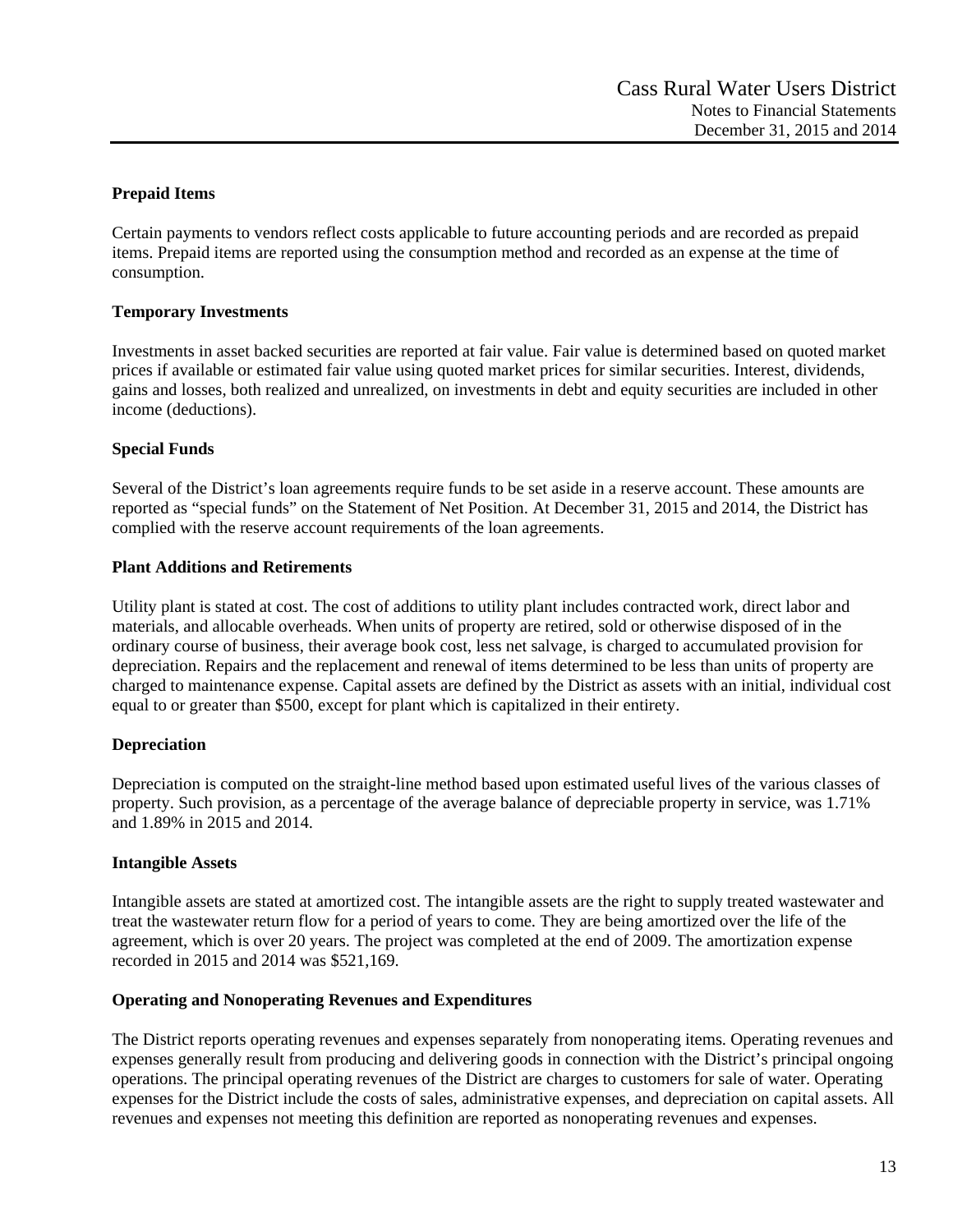**Prepaid Items**

Certain payments to vendors reflect costs applicable to future accounting periods and are recorded as prepaid items. Prepaid items are reported using the consumption method and recorded as an expense at the time of consumption.

**Temporary Investments**

Investments in asset backed securities are reported at fair value. Fair value is determined based on quoted market prices if available or estimated fair value using quoted market prices for similar securities. Interest, dividends, gains and losses, both realized and unrealized, on investments in debt and equity securities are included in other income (deductions).

**Special Funds**

Several of the District's loan agreements require funds to be set aside in a reserve account. These amounts are reported as "special funds" on the Statement of Net Position. At December 31, 2015 and 2014, the District has complied with the reserve account requirements of the loan agreements.

**Plant Additions and Retirements**

Utility plant is stated at cost. The cost of additions to utility plant includes contracted work, direct labor and materials, and allocable overheads. When units of property are retired, sold or otherwise disposed of in the ordinary course of business, their average book cost, less net salvage, is charged to accumulated provision for depreciation. Repairs and the replacement and renewal of items determined to be less than units of property are charged to maintenance expense. Capital assets are defined by the District as assets with an initial, individual cost equal to or greater than $500, except for plant which is capitalized in their entirety.

**Depreciation**

Depreciation is computed on the straight-line method based upon estimated useful lives of the various classes of property. Such provision, as a percentage of the average balance of depreciable property in service, was 1.71% and 1.89% in 2015 and 2014.

**Intangible Assets**

Intangible assets are stated at amortized cost. The intangible assets are the right to supply treated wastewater and treat the wastewater return flow for a period of years to come. They are being amortized over the life of the agreement, which is over 20 years. The project was completed at the end of 2009. The amortization expense recorded in 2015 and 2014 was $521,169.

**Operating and Nonoperating Revenues and Expenditures**

The District reports operating revenues and expenses separately from nonoperating items. Operating revenues and expenses generally result from producing and delivering goods in connection with the District's principal ongoing operations. The principal operating revenues of the District are charges to customers for sale of water. Operating expenses for the District include the costs of sales, administrative expenses, and depreciation on capital assets. All revenues and expenses not meeting this definition are reported as nonoperating revenues and expenses.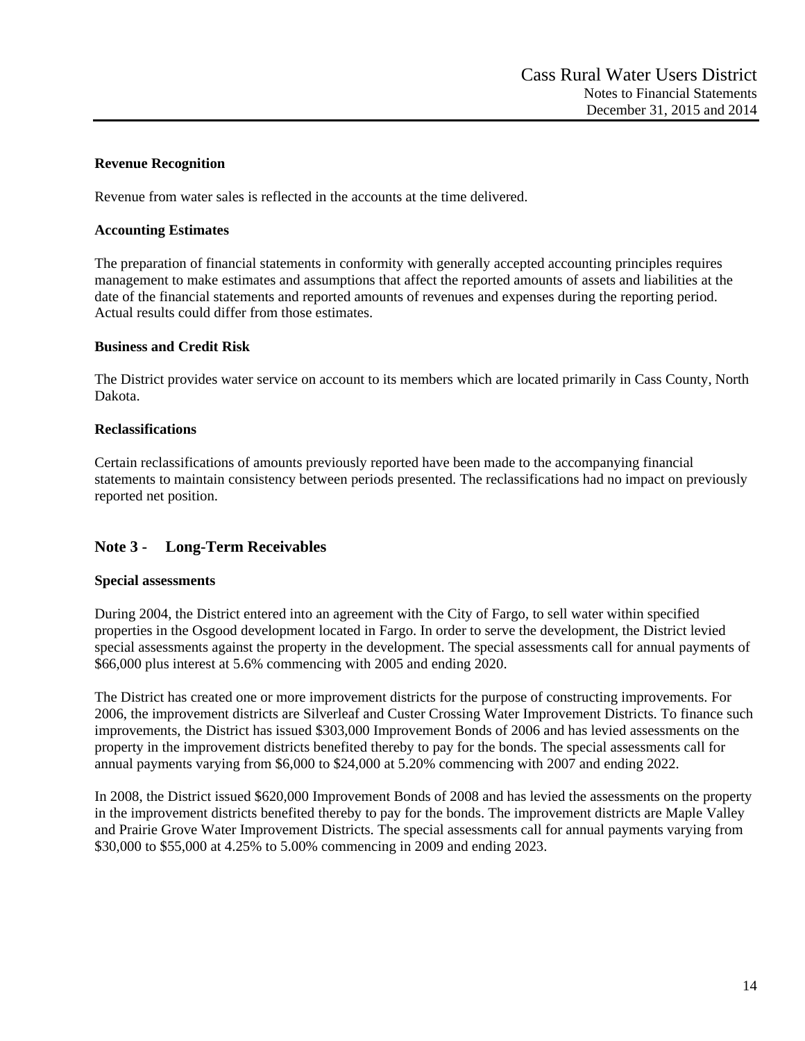**Revenue Recognition**

Revenue from water sales is reflected in the accounts at the time delivered.

**Accounting Estimates**

The preparation of financial statements in conformity with generally accepted accounting principles requires management to make estimates and assumptions that affect the reported amounts of assets and liabilities at the date of the financial statements and reported amounts of revenues and expenses during the reporting period. Actual results could differ from those estimates.

**Business and Credit Risk**

The District provides water service on account to its members which are located primarily in Cass County, North Dakota.

**Reclassifications**

Certain reclassifications of amounts previously reported have been made to the accompanying financial statements to maintain consistency between periods presented. The reclassifications had no impact on previously reported net position.

## Note 3 - Long-Term Receivables

**Special assessments**

During 2004, the District entered into an agreement with the City of Fargo, to sell water within specified properties in the Osgood development located in Fargo. In order to serve the development, the District levied special assessments against the property in the development. The special assessments call for annual payments of \$66,000 plus interest at 5.6% commencing with 2005 and ending 2020.

The District has created one or more improvement districts for the purpose of constructing improvements. For 2006, the improvement districts are Silverleaf and Custer Crossing Water Improvement Districts. To finance such improvements, the District has issued \$303,000 Improvement Bonds of 2006 and has levied assessments on the property in the improvement districts benefited thereby to pay for the bonds. The special assessments call for annual payments varying from \$6,000 to \$24,000 at 5.20% commencing with 2007 and ending 2022.

In 2008, the District issued \$620,000 Improvement Bonds of 2008 and has levied the assessments on the property in the improvement districts benefited thereby to pay for the bonds. The improvement districts are Maple Valley and Prairie Grove Water Improvement Districts. The special assessments call for annual payments varying from \$30,000 to \$55,000 at 4.25% to 5.00% commencing in 2009 and ending 2023.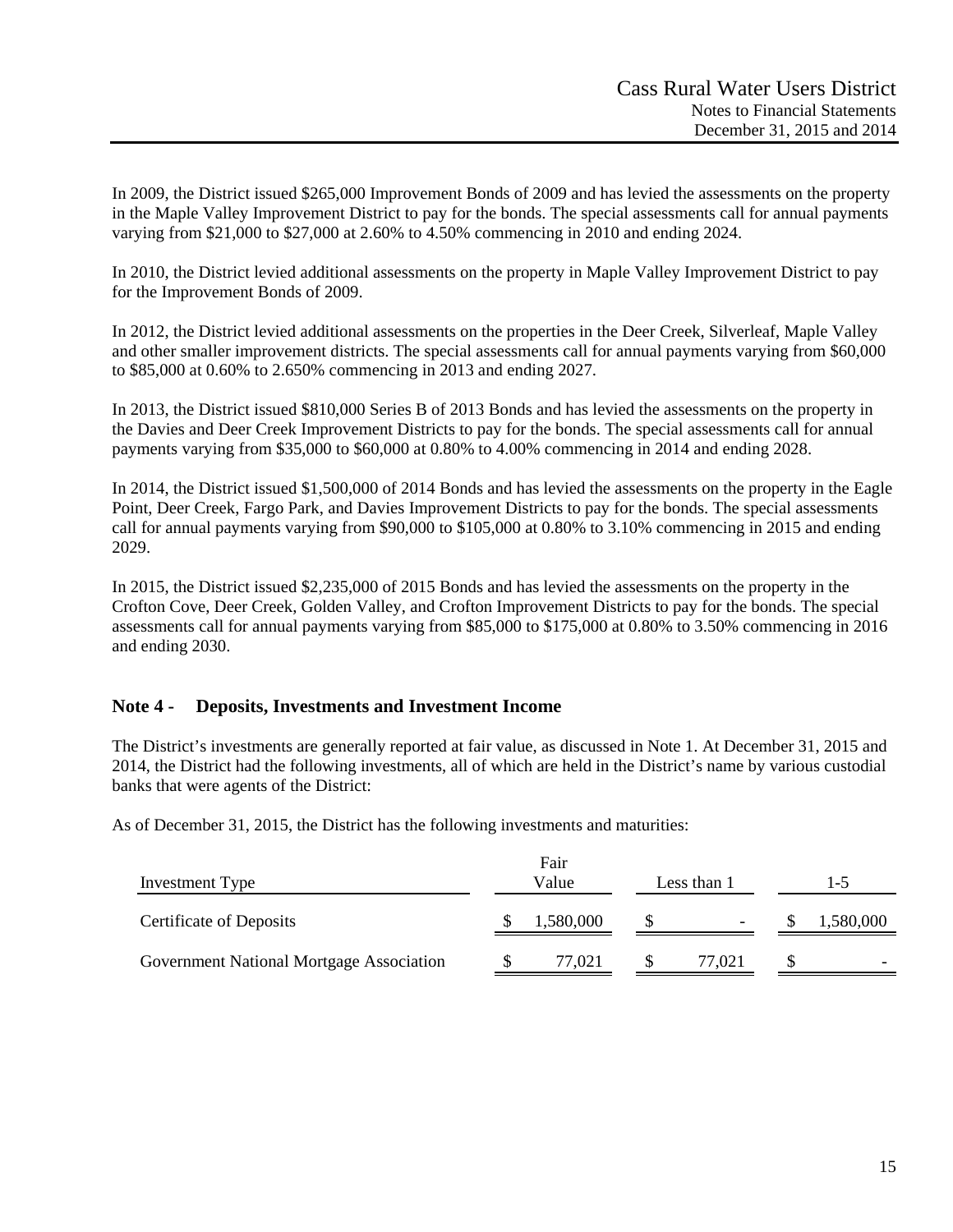In 2009, the District issued $265,000 Improvement Bonds of 2009 and has levied the assessments on the property in the Maple Valley Improvement District to pay for the bonds. The special assessments call for annual payments varying from $21,000 to $27,000 at 2.60% to 4.50% commencing in 2010 and ending 2024.

In 2010, the District levied additional assessments on the property in Maple Valley Improvement District to pay for the Improvement Bonds of 2009.

In 2012, the District levied additional assessments on the properties in the Deer Creek, Silverleaf, Maple Valley and other smaller improvement districts. The special assessments call for annual payments varying from $60,000 to $85,000 at 0.60% to 2.650% commencing in 2013 and ending 2027.

In 2013, the District issued $810,000 Series B of 2013 Bonds and has levied the assessments on the property in the Davies and Deer Creek Improvement Districts to pay for the bonds. The special assessments call for annual payments varying from $35,000 to $60,000 at 0.80% to 4.00% commencing in 2014 and ending 2028.

In 2014, the District issued $1,500,000 of 2014 Bonds and has levied the assessments on the property in the Eagle Point, Deer Creek, Fargo Park, and Davies Improvement Districts to pay for the bonds. The special assessments call for annual payments varying from $90,000 to $105,000 at 0.80% to 3.10% commencing in 2015 and ending 2029.

In 2015, the District issued $2,235,000 of 2015 Bonds and has levied the assessments on the property in the Crofton Cove, Deer Creek, Golden Valley, and Crofton Improvement Districts to pay for the bonds. The special assessments call for annual payments varying from $85,000 to $175,000 at 0.80% to 3.50% commencing in 2016 and ending 2030.

## Note 4 - Deposits, Investments and Investment Income

The District's investments are generally reported at fair value, as discussed in Note 1. At December 31, 2015 and 2014, the District had the following investments, all of which are held in the District's name by various custodial banks that were agents of the District:

As of December 31, 2015, the District has the following investments and maturities:

| Investment Type | Fair Value | Less than 1 | 1-5 |
|---|---|---|---|
| Certificate of Deposits | $ 1,580,000 | $ - | $ 1,580,000 |
| Government National Mortgage Association | $ 77,021 | $ 77,021 | $ - |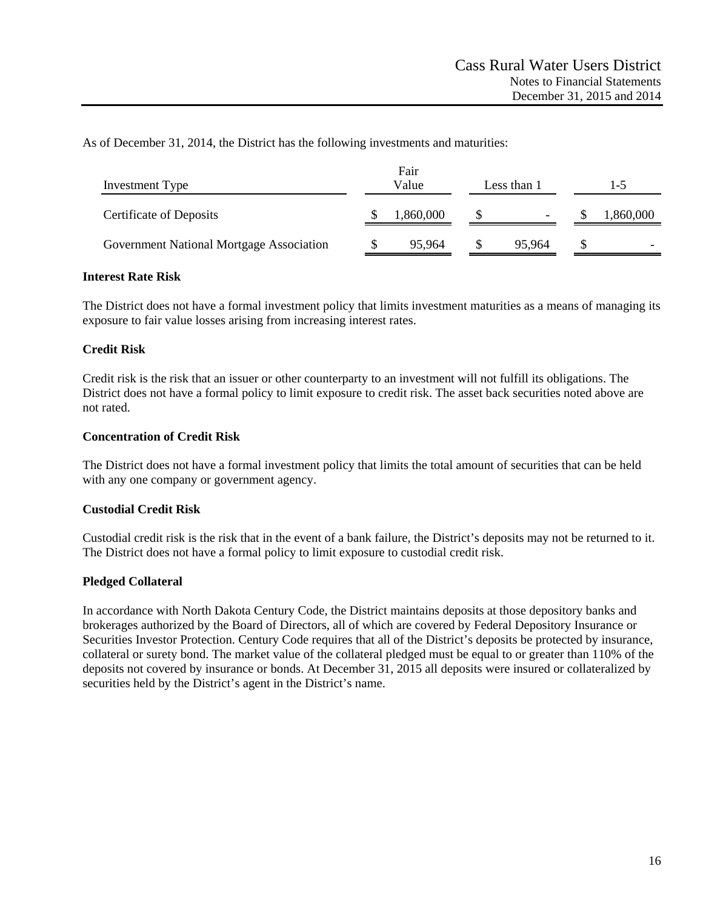As of December 31, 2014, the District has the following investments and maturities:

| Investment Type | Fair Value | Less than 1 | 1-5 |
|---|---|---|---|
| Certificate of Deposits | $ 1,860,000 | $ - | $ 1,860,000 |
| Government National Mortgage Association | $ 95,964 | $ 95,964 | $ - |

**Interest Rate Risk**

The District does not have a formal investment policy that limits investment maturities as a means of managing its exposure to fair value losses arising from increasing interest rates.

**Credit Risk**

Credit risk is the risk that an issuer or other counterparty to an investment will not fulfill its obligations. The District does not have a formal policy to limit exposure to credit risk. The asset back securities noted above are not rated.

**Concentration of Credit Risk**

The District does not have a formal investment policy that limits the total amount of securities that can be held with any one company or government agency.

**Custodial Credit Risk**

Custodial credit risk is the risk that in the event of a bank failure, the District's deposits may not be returned to it. The District does not have a formal policy to limit exposure to custodial credit risk.

**Pledged Collateral**

In accordance with North Dakota Century Code, the District maintains deposits at those depository banks and brokerages authorized by the Board of Directors, all of which are covered by Federal Depository Insurance or Securities Investor Protection. Century Code requires that all of the District's deposits be protected by insurance, collateral or surety bond. The market value of the collateral pledged must be equal to or greater than 110% of the deposits not covered by insurance or bonds. At December 31, 2015 all deposits were insured or collateralized by securities held by the District's agent in the District's name.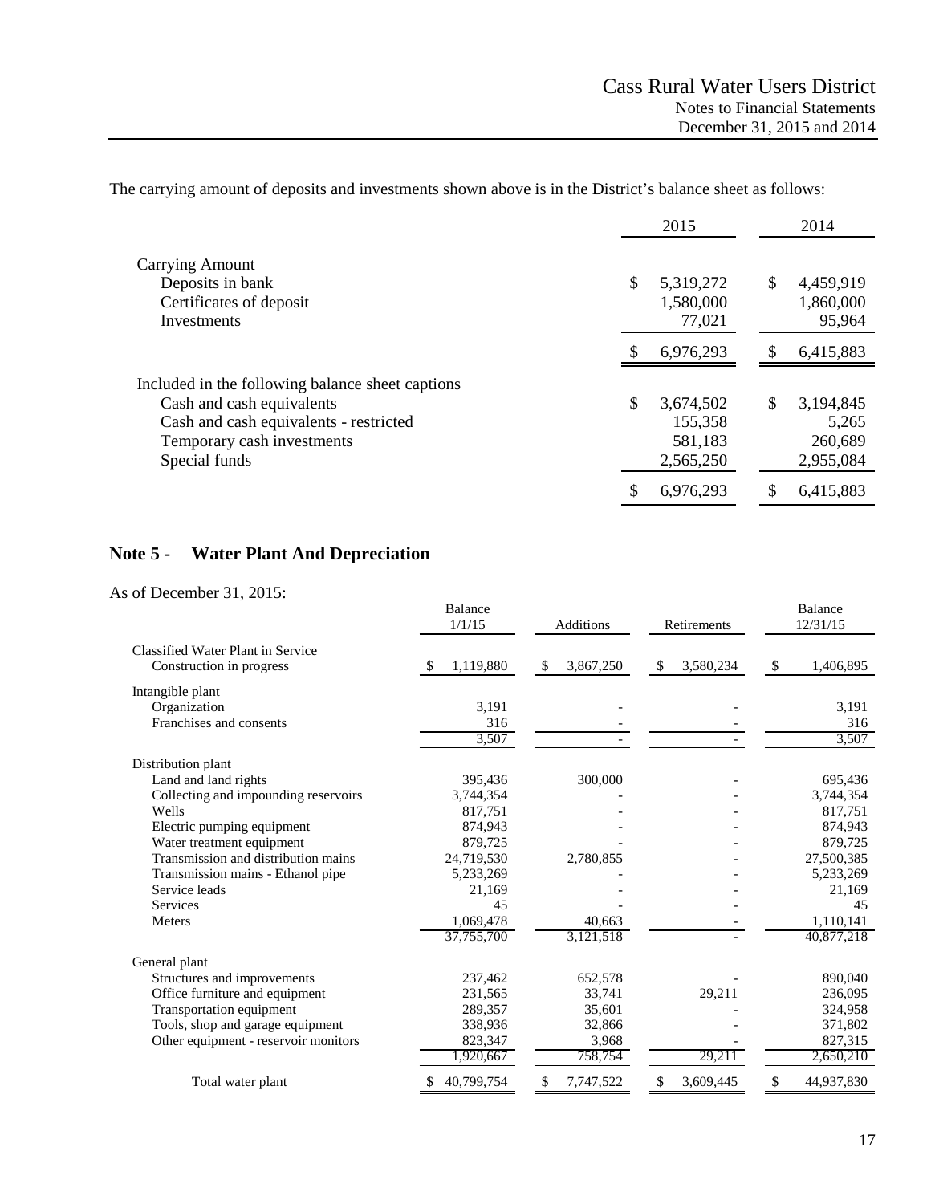The carrying amount of deposits and investments shown above is in the District's balance sheet as follows:

| | 2015 | 2014 |
|---|---|---|
| Carrying Amount | | |
| Deposits in bank | $ 5,319,272 | $ 4,459,919 |
| Certificates of deposit | 1,580,000 | 1,860,000 |
| Investments | 77,021 | 95,964 |
| | $ 6,976,293 | $ 6,415,883 |
| Included in the following balance sheet captions | | |
| Cash and cash equivalents | $ 3,674,502 | $ 3,194,845 |
| Cash and cash equivalents - restricted | 155,358 | 5,265 |
| Temporary cash investments | 581,183 | 260,689 |
| Special funds | 2,565,250 | 2,955,084 |
| | $ 6,976,293 | $ 6,415,883 |

## Note 5 - Water Plant And Depreciation

As of December 31, 2015:

| | Balance 1/1/15 | Additions | Retirements | Balance 12/31/15 |
|---|---|---|---|---|
| Classified Water Plant in Service | | | | |
| Construction in progress | $ 1,119,880 | $ 3,867,250 | $ 3,580,234 | $ 1,406,895 |
| Intangible plant | | | | |
| Organization | 3,191 | - | - | 3,191 |
| Franchises and consents | 316 | - | - | 316 |
| | 3,507 | - | - | 3,507 |
| Distribution plant | | | | |
| Land and land rights | 395,436 | 300,000 | - | 695,436 |
| Collecting and impounding reservoirs | 3,744,354 | - | - | 3,744,354 |
| Wells | 817,751 | - | - | 817,751 |
| Electric pumping equipment | 874,943 | - | - | 874,943 |
| Water treatment equipment | 879,725 | - | - | 879,725 |
| Transmission and distribution mains | 24,719,530 | 2,780,855 | - | 27,500,385 |
| Transmission mains - Ethanol pipe | 5,233,269 | - | - | 5,233,269 |
| Service leads | 21,169 | - | - | 21,169 |
| Services | 45 | - | - | 45 |
| Meters | 1,069,478 | 40,663 | - | 1,110,141 |
| | 37,755,700 | 3,121,518 | - | 40,877,218 |
| General plant | | | | |
| Structures and improvements | 237,462 | 652,578 | - | 890,040 |
| Office furniture and equipment | 231,565 | 33,741 | 29,211 | 236,095 |
| Transportation equipment | 289,357 | 35,601 | - | 324,958 |
| Tools, shop and garage equipment | 338,936 | 32,866 | - | 371,802 |
| Other equipment - reservoir monitors | 823,347 | 3,968 | - | 827,315 |
| | 1,920,667 | 758,754 | 29,211 | 2,650,210 |
| Total water plant | $ 40,799,754 | $ 7,747,522 | $ 3,609,445 | $ 44,937,830 |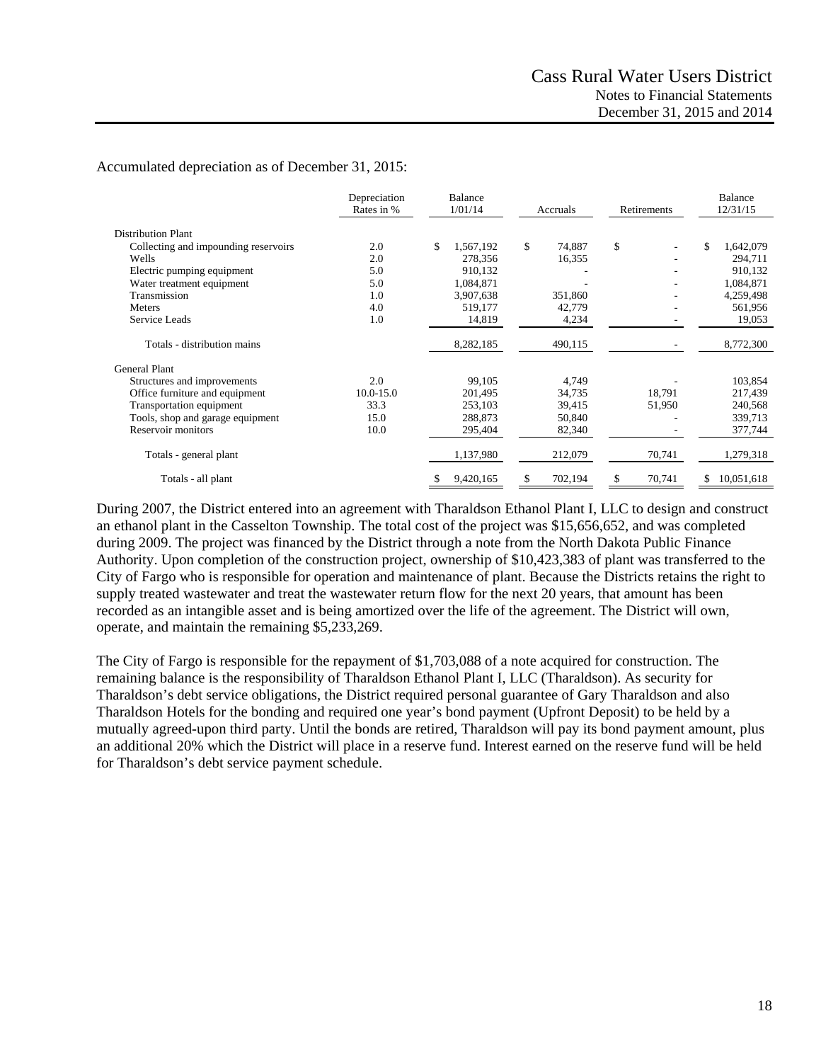Accumulated depreciation as of December 31, 2015:

| | Depreciation Rates in % | Balance 1/01/14 | Accruals | Retirements | Balance 12/31/15 |
|---|---|---|---|---|---|
| Distribution Plant | | | | | |
| Collecting and impounding reservoirs | 2.0 | $ 1,567,192 | $ 74,887 | $ - | $ 1,642,079 |
| Wells | 2.0 | 278,356 | 16,355 | - | 294,711 |
| Electric pumping equipment | 5.0 | 910,132 | - | - | 910,132 |
| Water treatment equipment | 5.0 | 1,084,871 | - | - | 1,084,871 |
| Transmission | 1.0 | 3,907,638 | 351,860 | - | 4,259,498 |
| Meters | 4.0 | 519,177 | 42,779 | - | 561,956 |
| Service Leads | 1.0 | 14,819 | 4,234 | - | 19,053 |
| Totals - distribution mains | | 8,282,185 | 490,115 | - | 8,772,300 |
| General Plant | | | | | |
| Structures and improvements | 2.0 | 99,105 | 4,749 | - | 103,854 |
| Office furniture and equipment | 10.0-15.0 | 201,495 | 34,735 | 18,791 | 217,439 |
| Transportation equipment | 33.3 | 253,103 | 39,415 | 51,950 | 240,568 |
| Tools, shop and garage equipment | 15.0 | 288,873 | 50,840 | - | 339,713 |
| Reservoir monitors | 10.0 | 295,404 | 82,340 | - | 377,744 |
| Totals - general plant | | 1,137,980 | 212,079 | 70,741 | 1,279,318 |
| Totals - all plant | | $ 9,420,165 | $ 702,194 | $ 70,741 | $ 10,051,618 |

During 2007, the District entered into an agreement with Tharaldson Ethanol Plant I, LLC to design and construct an ethanol plant in the Casselton Township. The total cost of the project was $15,656,652, and was completed during 2009. The project was financed by the District through a note from the North Dakota Public Finance Authority. Upon completion of the construction project, ownership of $10,423,383 of plant was transferred to the City of Fargo who is responsible for operation and maintenance of plant. Because the Districts retains the right to supply treated wastewater and treat the wastewater return flow for the next 20 years, that amount has been recorded as an intangible asset and is being amortized over the life of the agreement. The District will own, operate, and maintain the remaining $5,233,269.

The City of Fargo is responsible for the repayment of $1,703,088 of a note acquired for construction. The remaining balance is the responsibility of Tharaldson Ethanol Plant I, LLC (Tharaldson). As security for Tharaldson's debt service obligations, the District required personal guarantee of Gary Tharaldson and also Tharaldson Hotels for the bonding and required one year's bond payment (Upfront Deposit) to be held by a mutually agreed-upon third party. Until the bonds are retired, Tharaldson will pay its bond payment amount, plus an additional 20% which the District will place in a reserve fund. Interest earned on the reserve fund will be held for Tharaldson's debt service payment schedule.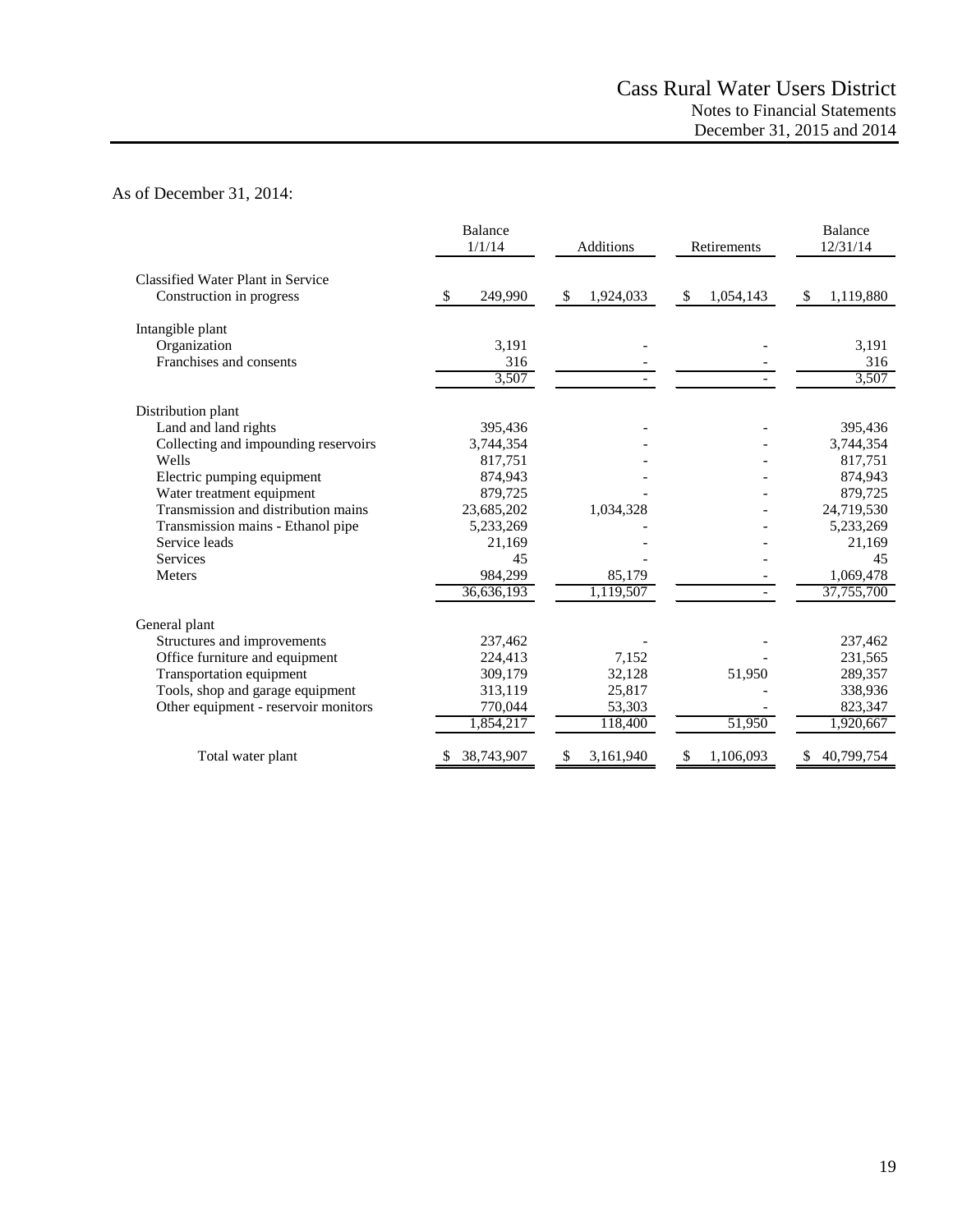As of December 31, 2014:

| | Balance 1/1/14 | Additions | Retirements | Balance 12/31/14 |
|---|---|---|---|---|
| Classified Water Plant in Service | | | | |
| Construction in progress | $ 249,990 | $ 1,924,033 | $ 1,054,143 | $ 1,119,880 |
| Intangible plant | | | | |
| Organization | 3,191 | - | - | 3,191 |
| Franchises and consents | 316 | - | - | 316 |
| | 3,507 | - | - | 3,507 |
| Distribution plant | | | | |
| Land and land rights | 395,436 | - | - | 395,436 |
| Collecting and impounding reservoirs | 3,744,354 | - | - | 3,744,354 |
| Wells | 817,751 | - | - | 817,751 |
| Electric pumping equipment | 874,943 | - | - | 874,943 |
| Water treatment equipment | 879,725 | - | - | 879,725 |
| Transmission and distribution mains | 23,685,202 | 1,034,328 | - | 24,719,530 |
| Transmission mains - Ethanol pipe | 5,233,269 | - | - | 5,233,269 |
| Service leads | 21,169 | - | - | 21,169 |
| Services | 45 | - | - | 45 |
| Meters | 984,299 | 85,179 | - | 1,069,478 |
| | 36,636,193 | 1,119,507 | - | 37,755,700 |
| General plant | | | | |
| Structures and improvements | 237,462 | - | - | 237,462 |
| Office furniture and equipment | 224,413 | 7,152 | - | 231,565 |
| Transportation equipment | 309,179 | 32,128 | 51,950 | 289,357 |
| Tools, shop and garage equipment | 313,119 | 25,817 | - | 338,936 |
| Other equipment - reservoir monitors | 770,044 | 53,303 | - | 823,347 |
| | 1,854,217 | 118,400 | 51,950 | 1,920,667 |
| Total water plant | $ 38,743,907 | $ 3,161,940 | $ 1,106,093 | $ 40,799,754 |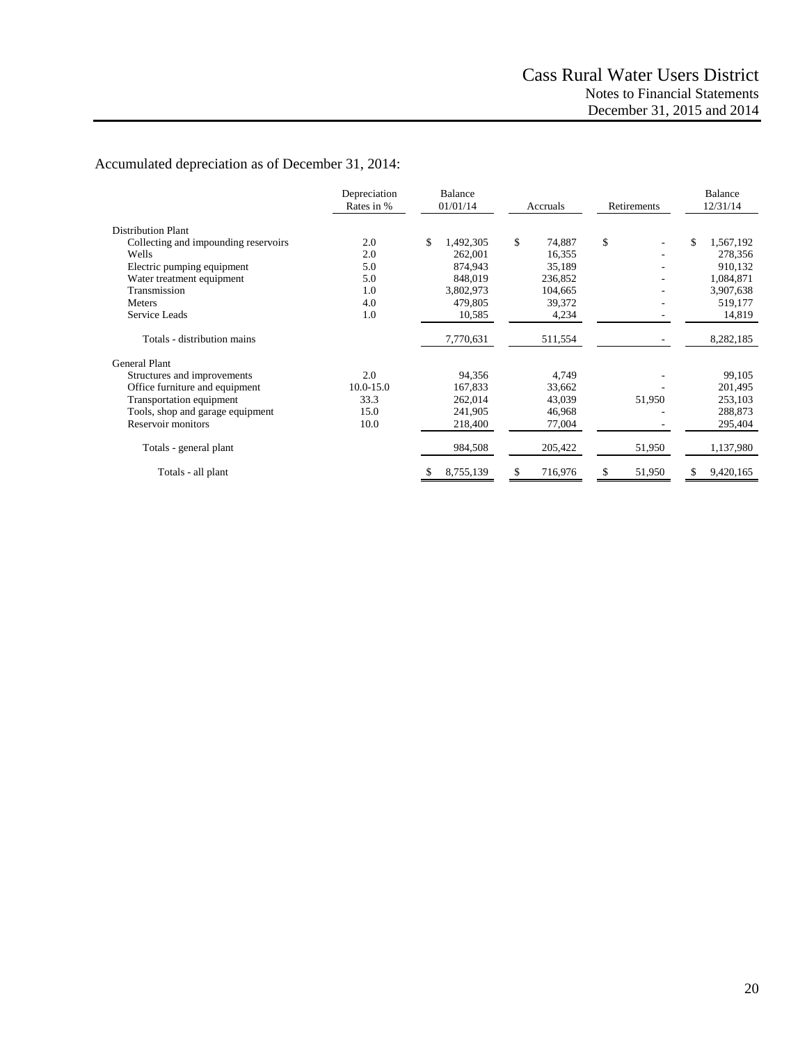Accumulated depreciation as of December 31, 2014:

| | Depreciation Rates in % | Balance 01/01/14 | Accruals | Retirements | Balance 12/31/14 |
|---|---|---|---|---|---|
| Distribution Plant | | | | | |
| Collecting and impounding reservoirs | 2.0 | $ 1,492,305 | $ 74,887 | $ - | $ 1,567,192 |
| Wells | 2.0 | 262,001 | 16,355 | - | 278,356 |
| Electric pumping equipment | 5.0 | 874,943 | 35,189 | - | 910,132 |
| Water treatment equipment | 5.0 | 848,019 | 236,852 | - | 1,084,871 |
| Transmission | 1.0 | 3,802,973 | 104,665 | - | 3,907,638 |
| Meters | 4.0 | 479,805 | 39,372 | - | 519,177 |
| Service Leads | 1.0 | 10,585 | 4,234 | - | 14,819 |
| Totals - distribution mains | | 7,770,631 | 511,554 | - | 8,282,185 |
| General Plant | | | | | |
| Structures and improvements | 2.0 | 94,356 | 4,749 | - | 99,105 |
| Office furniture and equipment | 10.0-15.0 | 167,833 | 33,662 | - | 201,495 |
| Transportation equipment | 33.3 | 262,014 | 43,039 | 51,950 | 253,103 |
| Tools, shop and garage equipment | 15.0 | 241,905 | 46,968 | - | 288,873 |
| Reservoir monitors | 10.0 | 218,400 | 77,004 | - | 295,404 |
| Totals - general plant | | 984,508 | 205,422 | 51,950 | 1,137,980 |
| Totals - all plant | | $ 8,755,139 | $ 716,976 | $ 51,950 | $ 9,420,165 |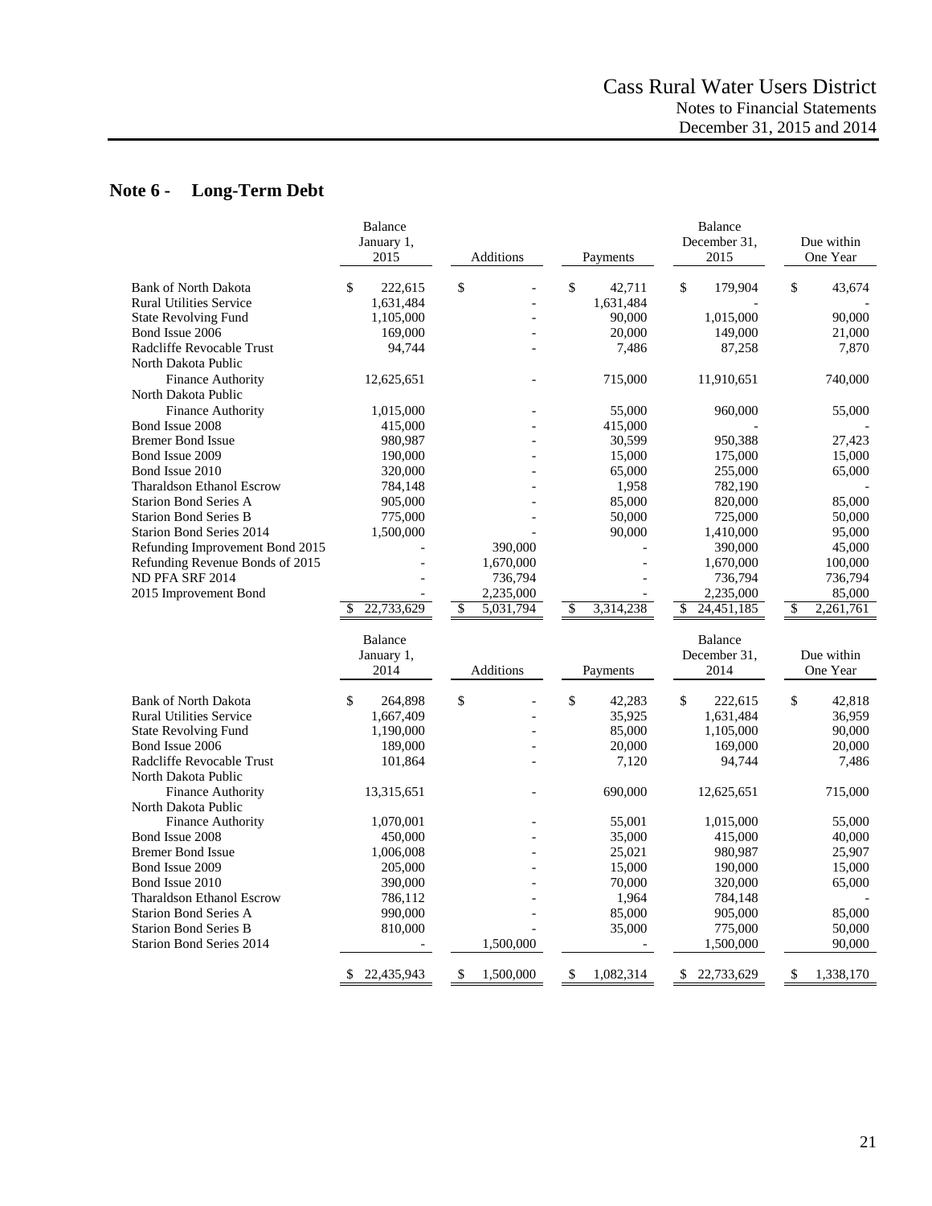## Note 6 - Long-Term Debt

| | Balance January 1, 2015 | Additions | Payments | Balance December 31, 2015 | Due within One Year |
|---|---|---|---|---|---|
| Bank of North Dakota | $ 222,615 | $ - | $ 42,711 | $ 179,904 | $ 43,674 |
| Rural Utilities Service | 1,631,484 | - | 1,631,484 | - | - |
| State Revolving Fund | 1,105,000 | - | 90,000 | 1,015,000 | 90,000 |
| Bond Issue 2006 | 169,000 | - | 20,000 | 149,000 | 21,000 |
| Radcliffe Revocable Trust | 94,744 | - | 7,486 | 87,258 | 7,870 |
| North Dakota Public Finance Authority | 12,625,651 | - | 715,000 | 11,910,651 | 740,000 |
| North Dakota Public Finance Authority | 1,015,000 | - | 55,000 | 960,000 | 55,000 |
| Bond Issue 2008 | 415,000 | - | 415,000 | - | - |
| Bremer Bond Issue | 980,987 | - | 30,599 | 950,388 | 27,423 |
| Bond Issue 2009 | 190,000 | - | 15,000 | 175,000 | 15,000 |
| Bond Issue 2010 | 320,000 | - | 65,000 | 255,000 | 65,000 |
| Tharaldson Ethanol Escrow | 784,148 | - | 1,958 | 782,190 | - |
| Starion Bond Series A | 905,000 | - | 85,000 | 820,000 | 85,000 |
| Starion Bond Series B | 775,000 | - | 50,000 | 725,000 | 50,000 |
| Starion Bond Series 2014 | 1,500,000 | - | 90,000 | 1,410,000 | 95,000 |
| Refunding Improvement Bond 2015 | - | 390,000 | - | 390,000 | 45,000 |
| Refunding Revenue Bonds of 2015 | - | 1,670,000 | - | 1,670,000 | 100,000 |
| ND PFA SRF 2014 | - | 736,794 | - | 736,794 | 736,794 |
| 2015 Improvement Bond | - | 2,235,000 | - | 2,235,000 | 85,000 |
| | $ 22,733,629 | $ 5,031,794 | $ 3,314,238 | $ 24,451,185 | $ 2,261,761 |

| | Balance January 1, 2014 | Additions | Payments | Balance December 31, 2014 | Due within One Year |
|---|---|---|---|---|---|
| Bank of North Dakota | $ 264,898 | $ - | $ 42,283 | $ 222,615 | $ 42,818 |
| Rural Utilities Service | 1,667,409 | - | 35,925 | 1,631,484 | 36,959 |
| State Revolving Fund | 1,190,000 | - | 85,000 | 1,105,000 | 90,000 |
| Bond Issue 2006 | 189,000 | - | 20,000 | 169,000 | 20,000 |
| Radcliffe Revocable Trust | 101,864 | - | 7,120 | 94,744 | 7,486 |
| North Dakota Public Finance Authority | 13,315,651 | - | 690,000 | 12,625,651 | 715,000 |
| North Dakota Public Finance Authority | 1,070,001 | - | 55,001 | 1,015,000 | 55,000 |
| Bond Issue 2008 | 450,000 | - | 35,000 | 415,000 | 40,000 |
| Bremer Bond Issue | 1,006,008 | - | 25,021 | 980,987 | 25,907 |
| Bond Issue 2009 | 205,000 | - | 15,000 | 190,000 | 15,000 |
| Bond Issue 2010 | 390,000 | - | 70,000 | 320,000 | 65,000 |
| Tharaldson Ethanol Escrow | 786,112 | - | 1,964 | 784,148 | - |
| Starion Bond Series A | 990,000 | - | 85,000 | 905,000 | 85,000 |
| Starion Bond Series B | 810,000 | - | 35,000 | 775,000 | 50,000 |
| Starion Bond Series 2014 | - | 1,500,000 | - | 1,500,000 | 90,000 |
| | $ 22,435,943 | $ 1,500,000 | $ 1,082,314 | $ 22,733,629 | $ 1,338,170 |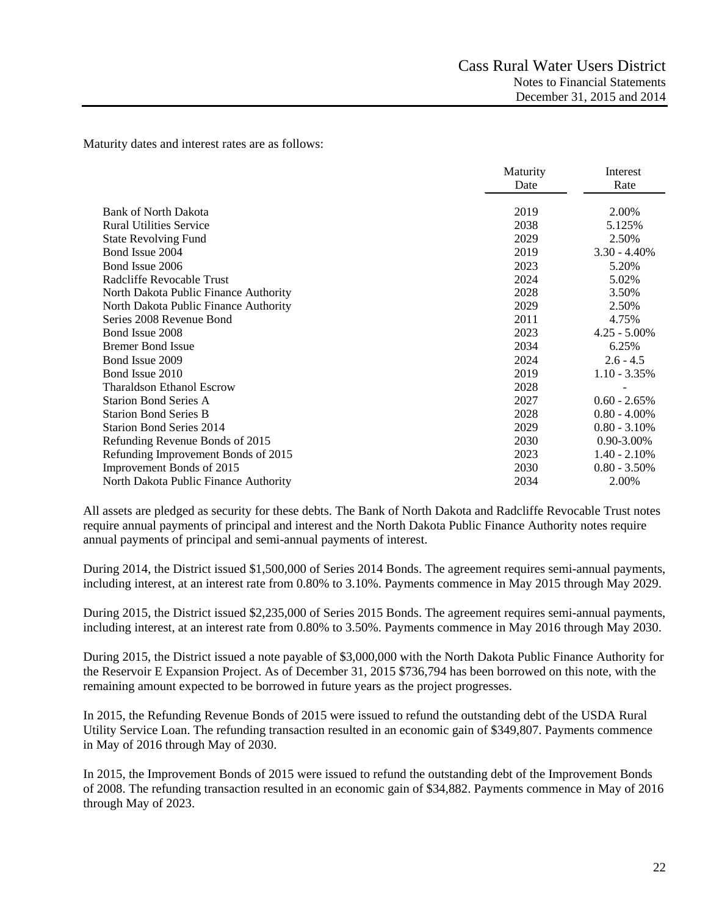Maturity dates and interest rates are as follows:

| | Maturity Date | Interest Rate |
|---|---|---|
| Bank of North Dakota | 2019 | 2.00% |
| Rural Utilities Service | 2038 | 5.125% |
| State Revolving Fund | 2029 | 2.50% |
| Bond Issue 2004 | 2019 | 3.30 - 4.40% |
| Bond Issue 2006 | 2023 | 5.20% |
| Radcliffe Revocable Trust | 2024 | 5.02% |
| North Dakota Public Finance Authority | 2028 | 3.50% |
| North Dakota Public Finance Authority | 2029 | 2.50% |
| Series 2008 Revenue Bond | 2011 | 4.75% |
| Bond Issue 2008 | 2023 | 4.25 - 5.00% |
| Bremer Bond Issue | 2034 | 6.25% |
| Bond Issue 2009 | 2024 | 2.6 - 4.5 |
| Bond Issue 2010 | 2019 | 1.10 - 3.35% |
| Tharaldson Ethanol Escrow | 2028 | - |
| Starion Bond Series A | 2027 | 0.60 - 2.65% |
| Starion Bond Series B | 2028 | 0.80 - 4.00% |
| Starion Bond Series 2014 | 2029 | 0.80 - 3.10% |
| Refunding Revenue Bonds of 2015 | 2030 | 0.90-3.00% |
| Refunding Improvement Bonds of 2015 | 2023 | 1.40 - 2.10% |
| Improvement Bonds of 2015 | 2030 | 0.80 - 3.50% |
| North Dakota Public Finance Authority | 2034 | 2.00% |

All assets are pledged as security for these debts. The Bank of North Dakota and Radcliffe Revocable Trust notes require annual payments of principal and interest and the North Dakota Public Finance Authority notes require annual payments of principal and semi-annual payments of interest.

During 2014, the District issued $1,500,000 of Series 2014 Bonds. The agreement requires semi-annual payments, including interest, at an interest rate from 0.80% to 3.10%. Payments commence in May 2015 through May 2029.

During 2015, the District issued $2,235,000 of Series 2015 Bonds. The agreement requires semi-annual payments, including interest, at an interest rate from 0.80% to 3.50%. Payments commence in May 2016 through May 2030.

During 2015, the District issued a note payable of $3,000,000 with the North Dakota Public Finance Authority for the Reservoir E Expansion Project. As of December 31, 2015 $736,794 has been borrowed on this note, with the remaining amount expected to be borrowed in future years as the project progresses.

In 2015, the Refunding Revenue Bonds of 2015 were issued to refund the outstanding debt of the USDA Rural Utility Service Loan. The refunding transaction resulted in an economic gain of $349,807. Payments commence in May of 2016 through May of 2030.

In 2015, the Improvement Bonds of 2015 were issued to refund the outstanding debt of the Improvement Bonds of 2008. The refunding transaction resulted in an economic gain of $34,882. Payments commence in May of 2016 through May of 2023.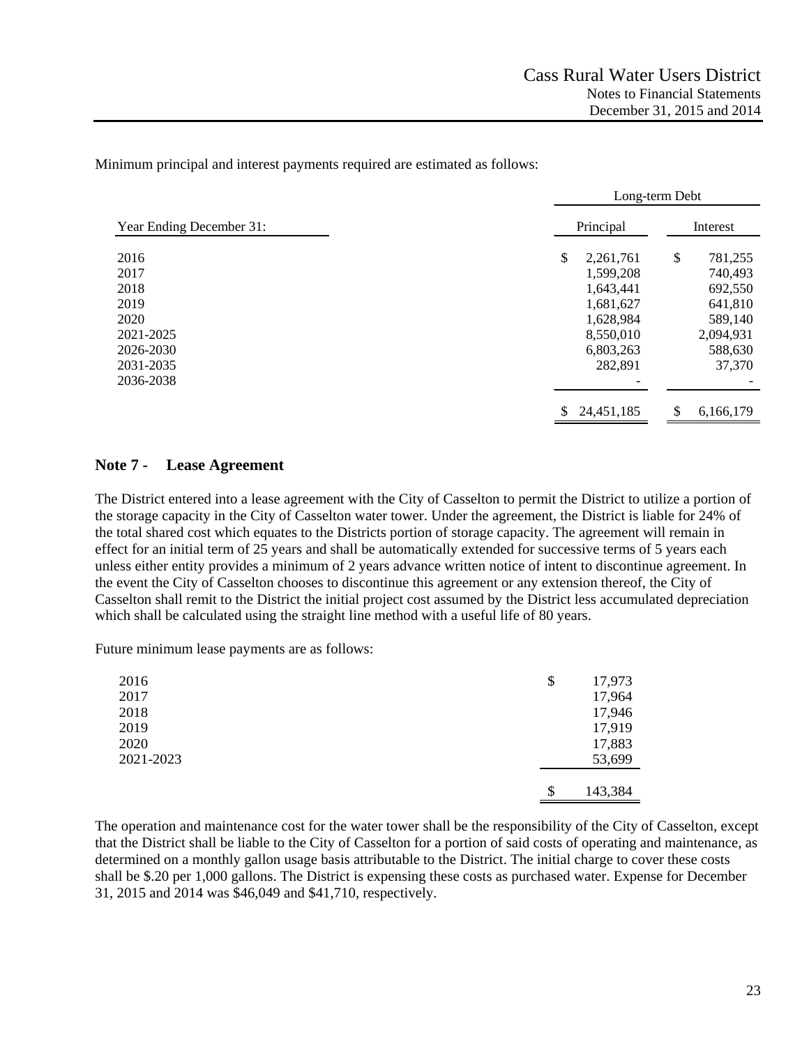Minimum principal and interest payments required are estimated as follows:

| Year Ending December 31: | Long-term Debt | |
|---|---|---|
| | Principal | Interest |
| 2016 | $ 2,261,761 | $ 781,255 |
| 2017 | 1,599,208 | 740,493 |
| 2018 | 1,643,441 | 692,550 |
| 2019 | 1,681,627 | 641,810 |
| 2020 | 1,628,984 | 589,140 |
| 2021-2025 | 8,550,010 | 2,094,931 |
| 2026-2030 | 6,803,263 | 588,630 |
| 2031-2035 | 282,891 | 37,370 |
| 2036-2038 | - | - |
| | $ 24,451,185 | $ 6,166,179 |

## Note 7 - Lease Agreement

The District entered into a lease agreement with the City of Casselton to permit the District to utilize a portion of the storage capacity in the City of Casselton water tower. Under the agreement, the District is liable for 24% of the total shared cost which equates to the Districts portion of storage capacity. The agreement will remain in effect for an initial term of 25 years and shall be automatically extended for successive terms of 5 years each unless either entity provides a minimum of 2 years advance written notice of intent to discontinue agreement. In the event the City of Casselton chooses to discontinue this agreement or any extension thereof, the City of Casselton shall remit to the District the initial project cost assumed by the District less accumulated depreciation which shall be calculated using the straight line method with a useful life of 80 years.

Future minimum lease payments are as follows:

| | |
|---|---|
| 2016 | $ 17,973 |
| 2017 | 17,964 |
| 2018 | 17,946 |
| 2019 | 17,919 |
| 2020 | 17,883 |
| 2021-2023 | 53,699 |
| | $ 143,384 |

The operation and maintenance cost for the water tower shall be the responsibility of the City of Casselton, except that the District shall be liable to the City of Casselton for a portion of said costs of operating and maintenance, as determined on a monthly gallon usage basis attributable to the District. The initial charge to cover these costs shall be $.20 per 1,000 gallons. The District is expensing these costs as purchased water. Expense for December 31, 2015 and 2014 was $46,049 and $41,710, respectively.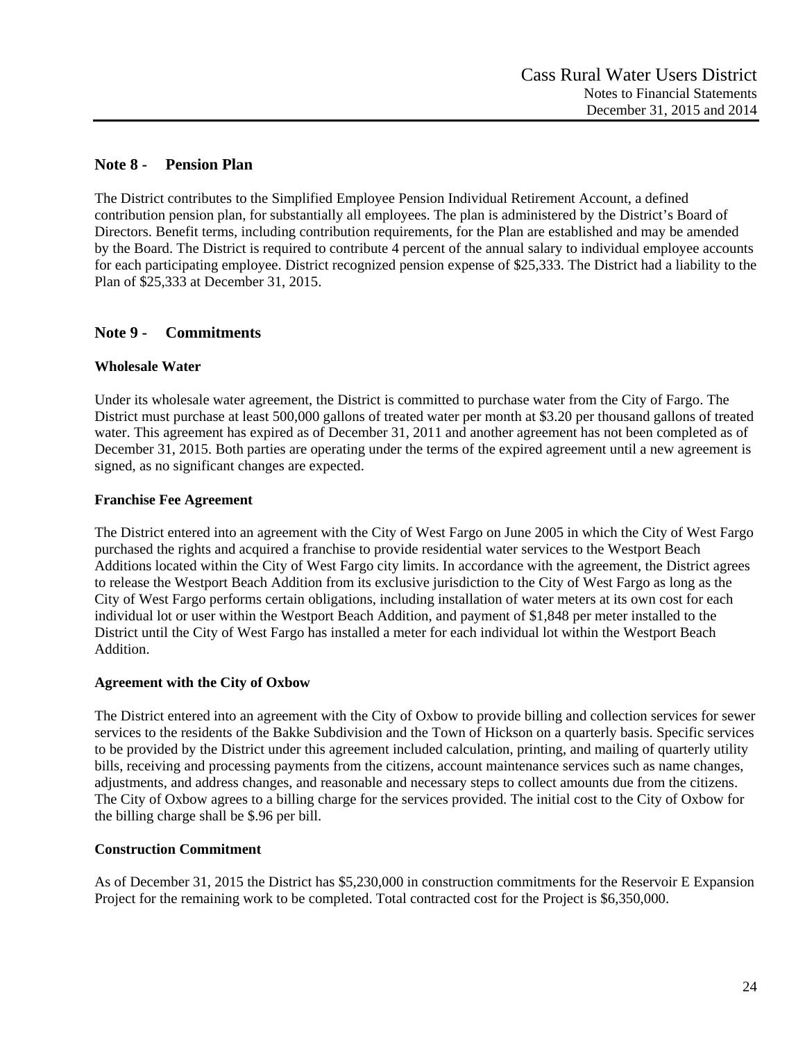## Note 8 - Pension Plan

The District contributes to the Simplified Employee Pension Individual Retirement Account, a defined contribution pension plan, for substantially all employees. The plan is administered by the District's Board of Directors. Benefit terms, including contribution requirements, for the Plan are established and may be amended by the Board. The District is required to contribute 4 percent of the annual salary to individual employee accounts for each participating employee. District recognized pension expense of $25,333. The District had a liability to the Plan of $25,333 at December 31, 2015.

## Note 9 - Commitments

### Wholesale Water

Under its wholesale water agreement, the District is committed to purchase water from the City of Fargo. The District must purchase at least 500,000 gallons of treated water per month at $3.20 per thousand gallons of treated water. This agreement has expired as of December 31, 2011 and another agreement has not been completed as of December 31, 2015. Both parties are operating under the terms of the expired agreement until a new agreement is signed, as no significant changes are expected.

### Franchise Fee Agreement

The District entered into an agreement with the City of West Fargo on June 2005 in which the City of West Fargo purchased the rights and acquired a franchise to provide residential water services to the Westport Beach Additions located within the City of West Fargo city limits. In accordance with the agreement, the District agrees to release the Westport Beach Addition from its exclusive jurisdiction to the City of West Fargo as long as the City of West Fargo performs certain obligations, including installation of water meters at its own cost for each individual lot or user within the Westport Beach Addition, and payment of $1,848 per meter installed to the District until the City of West Fargo has installed a meter for each individual lot within the Westport Beach Addition.

### Agreement with the City of Oxbow

The District entered into an agreement with the City of Oxbow to provide billing and collection services for sewer services to the residents of the Bakke Subdivision and the Town of Hickson on a quarterly basis. Specific services to be provided by the District under this agreement included calculation, printing, and mailing of quarterly utility bills, receiving and processing payments from the citizens, account maintenance services such as name changes, adjustments, and address changes, and reasonable and necessary steps to collect amounts due from the citizens. The City of Oxbow agrees to a billing charge for the services provided. The initial cost to the City of Oxbow for the billing charge shall be $.96 per bill.

### Construction Commitment

As of December 31, 2015 the District has $5,230,000 in construction commitments for the Reservoir E Expansion Project for the remaining work to be completed. Total contracted cost for the Project is $6,350,000.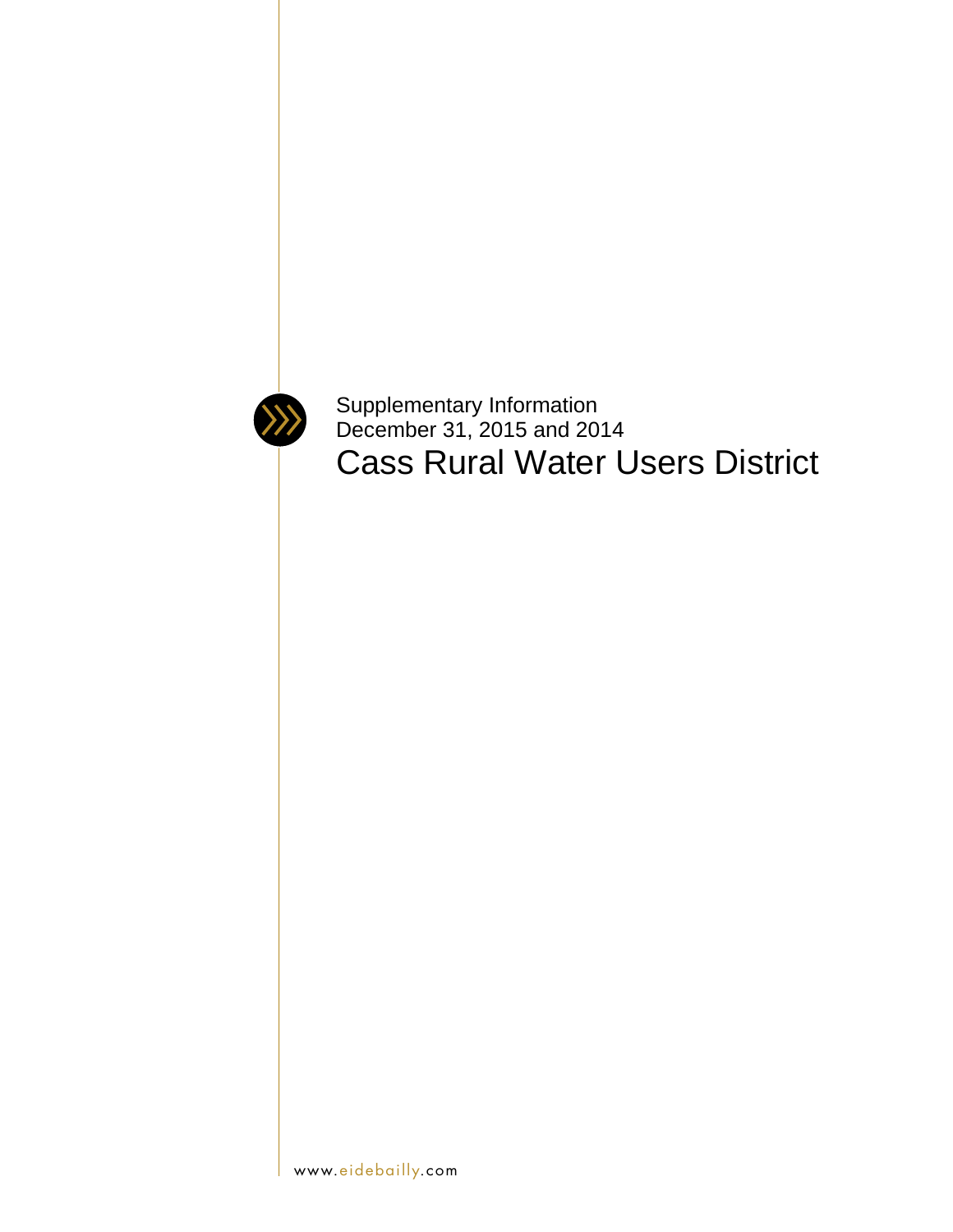Supplementary Information
December 31, 2015 and 2014

# Cass Rural Water Users District

www.eidebailly.com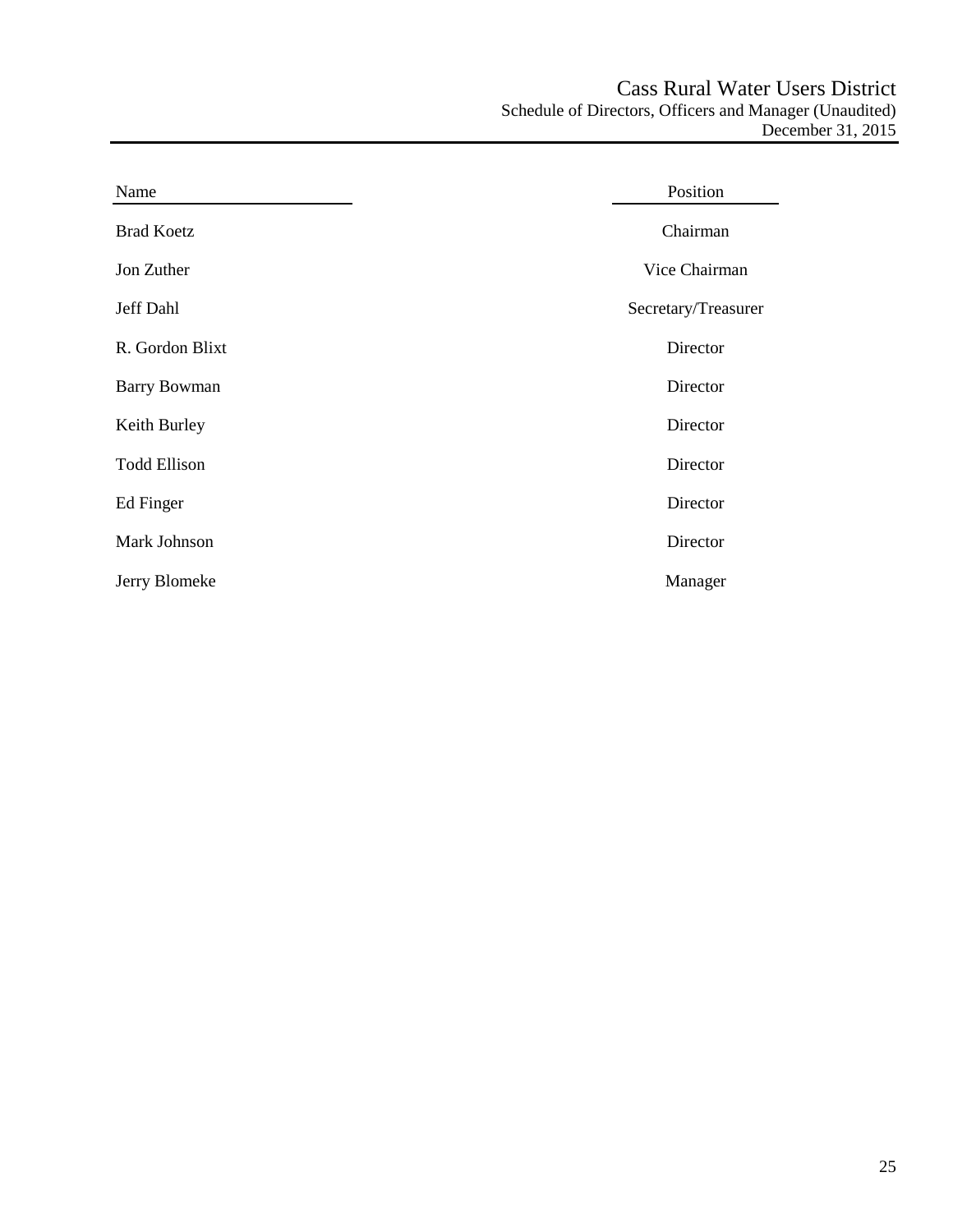# Cass Rural Water Users District

## Schedule of Directors, Officers and Manager (Unaudited)

December 31, 2015

| Name | Position |
|---|---|
| Brad Koetz | Chairman |
| Jon Zuther | Vice Chairman |
| Jeff Dahl | Secretary/Treasurer |
| R. Gordon Blixt | Director |
| Barry Bowman | Director |
| Keith Burley | Director |
| Todd Ellison | Director |
| Ed Finger | Director |
| Mark Johnson | Director |
| Jerry Blomeke | Manager |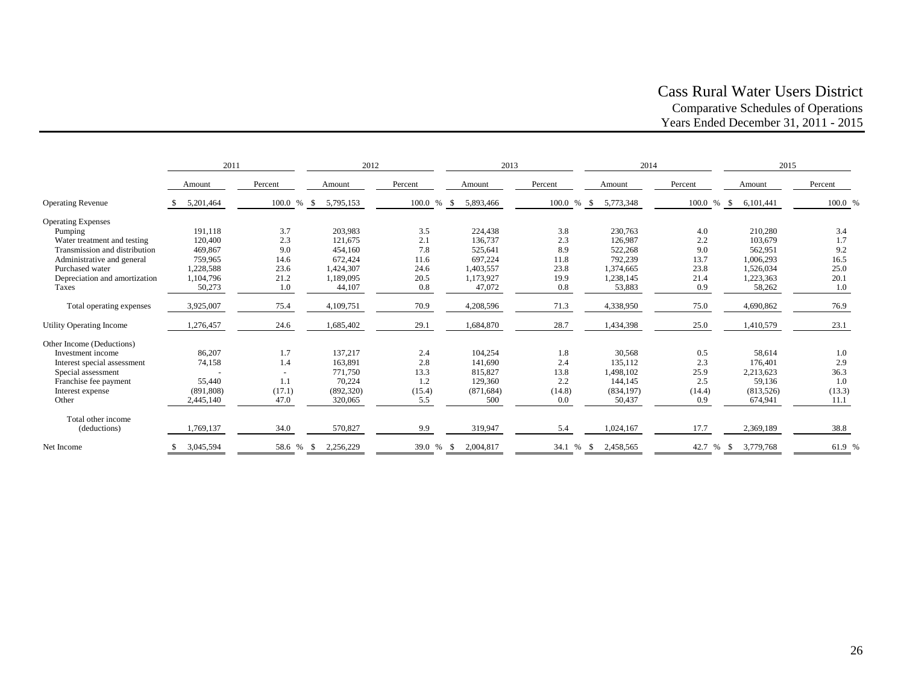# Cass Rural Water Users District

## Comparative Schedules of Operations

## Years Ended December 31, 2011 - 2015

| | 2011 | | 2012 | | 2013 | | 2014 | | 2015 | |
|---|---|---|---|---|---|---|---|---|---|---|
| | Amount | Percent | Amount | Percent | Amount | Percent | Amount | Percent | Amount | Percent |
| Operating Revenue | $ 5,201,464 | 100.0 % | $ 5,795,153 | 100.0 % | $ 5,893,466 | 100.0 % | $ 5,773,348 | 100.0 % | $ 6,101,441 | 100.0 % |
| Operating Expenses | | | | | | | | | | |
| Pumping | 191,118 | 3.7 | 203,983 | 3.5 | 224,438 | 3.8 | 230,763 | 4.0 | 210,280 | 3.4 |
| Water treatment and testing | 120,400 | 2.3 | 121,675 | 2.1 | 136,737 | 2.3 | 126,987 | 2.2 | 103,679 | 1.7 |
| Transmission and distribution | 469,867 | 9.0 | 454,160 | 7.8 | 525,641 | 8.9 | 522,268 | 9.0 | 562,951 | 9.2 |
| Administrative and general | 759,965 | 14.6 | 672,424 | 11.6 | 697,224 | 11.8 | 792,239 | 13.7 | 1,006,293 | 16.5 |
| Purchased water | 1,228,588 | 23.6 | 1,424,307 | 24.6 | 1,403,557 | 23.8 | 1,374,665 | 23.8 | 1,526,034 | 25.0 |
| Depreciation and amortization | 1,104,796 | 21.2 | 1,189,095 | 20.5 | 1,173,927 | 19.9 | 1,238,145 | 21.4 | 1,223,363 | 20.1 |
| Taxes | 50,273 | 1.0 | 44,107 | 0.8 | 47,072 | 0.8 | 53,883 | 0.9 | 58,262 | 1.0 |
| Total operating expenses | 3,925,007 | 75.4 | 4,109,751 | 70.9 | 4,208,596 | 71.3 | 4,338,950 | 75.0 | 4,690,862 | 76.9 |
| Utility Operating Income | 1,276,457 | 24.6 | 1,685,402 | 29.1 | 1,684,870 | 28.7 | 1,434,398 | 25.0 | 1,410,579 | 23.1 |
| Other Income (Deductions) | | | | | | | | | | |
| Investment income | 86,207 | 1.7 | 137,217 | 2.4 | 104,254 | 1.8 | 30,568 | 0.5 | 58,614 | 1.0 |
| Interest special assessment | 74,158 | 1.4 | 163,891 | 2.8 | 141,690 | 2.4 | 135,112 | 2.3 | 176,401 | 2.9 |
| Special assessment | - | - | 771,750 | 13.3 | 815,827 | 13.8 | 1,498,102 | 25.9 | 2,213,623 | 36.3 |
| Franchise fee payment | 55,440 | 1.1 | 70,224 | 1.2 | 129,360 | 2.2 | 144,145 | 2.5 | 59,136 | 1.0 |
| Interest expense | (891,808) | (17.1) | (892,320) | (15.4) | (871,684) | (14.8) | (834,197) | (14.4) | (813,526) | (13.3) |
| Other | 2,445,140 | 47.0 | 320,065 | 5.5 | 500 | 0.0 | 50,437 | 0.9 | 674,941 | 11.1 |
| Total other income (deductions) | 1,769,137 | 34.0 | 570,827 | 9.9 | 319,947 | 5.4 | 1,024,167 | 17.7 | 2,369,189 | 38.8 |
| Net Income | $ 3,045,594 | 58.6 % | $ 2,256,229 | 39.0 % | $ 2,004,817 | 34.1 % | $ 2,458,565 | 42.7 % | $ 3,779,768 | 61.9 % |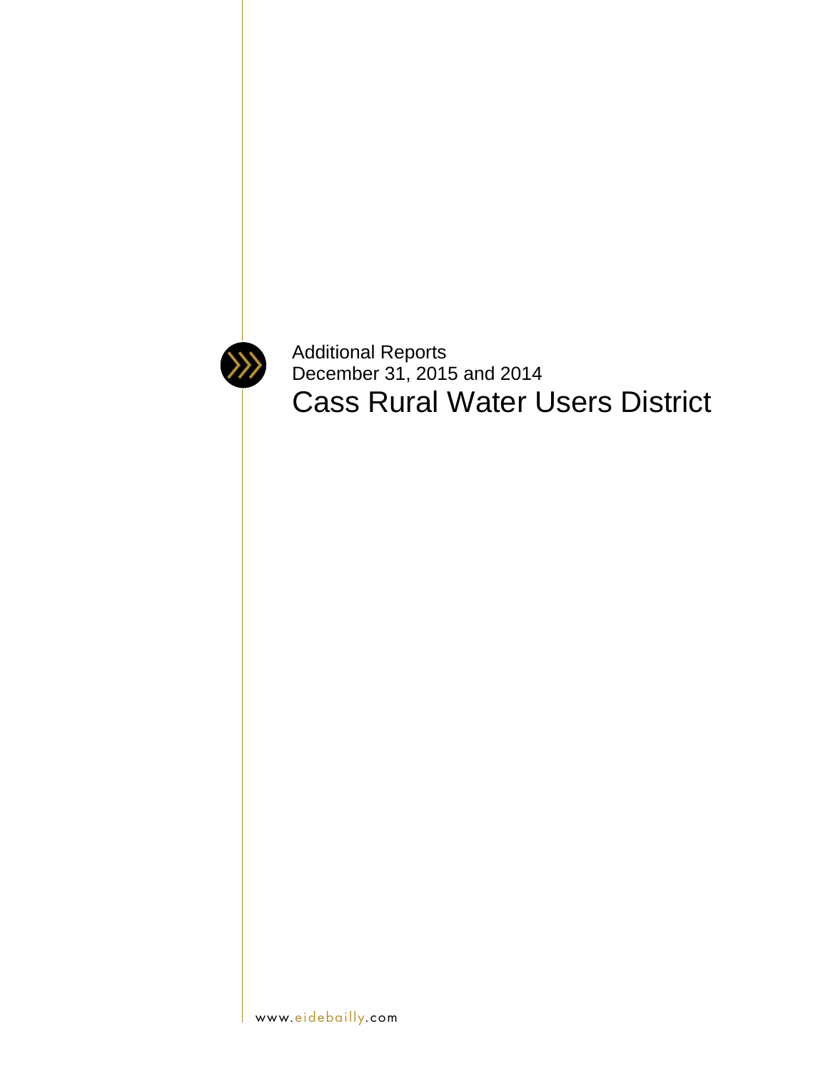Additional Reports
December 31, 2015 and 2014

# Cass Rural Water Users District

www.eidebailly.com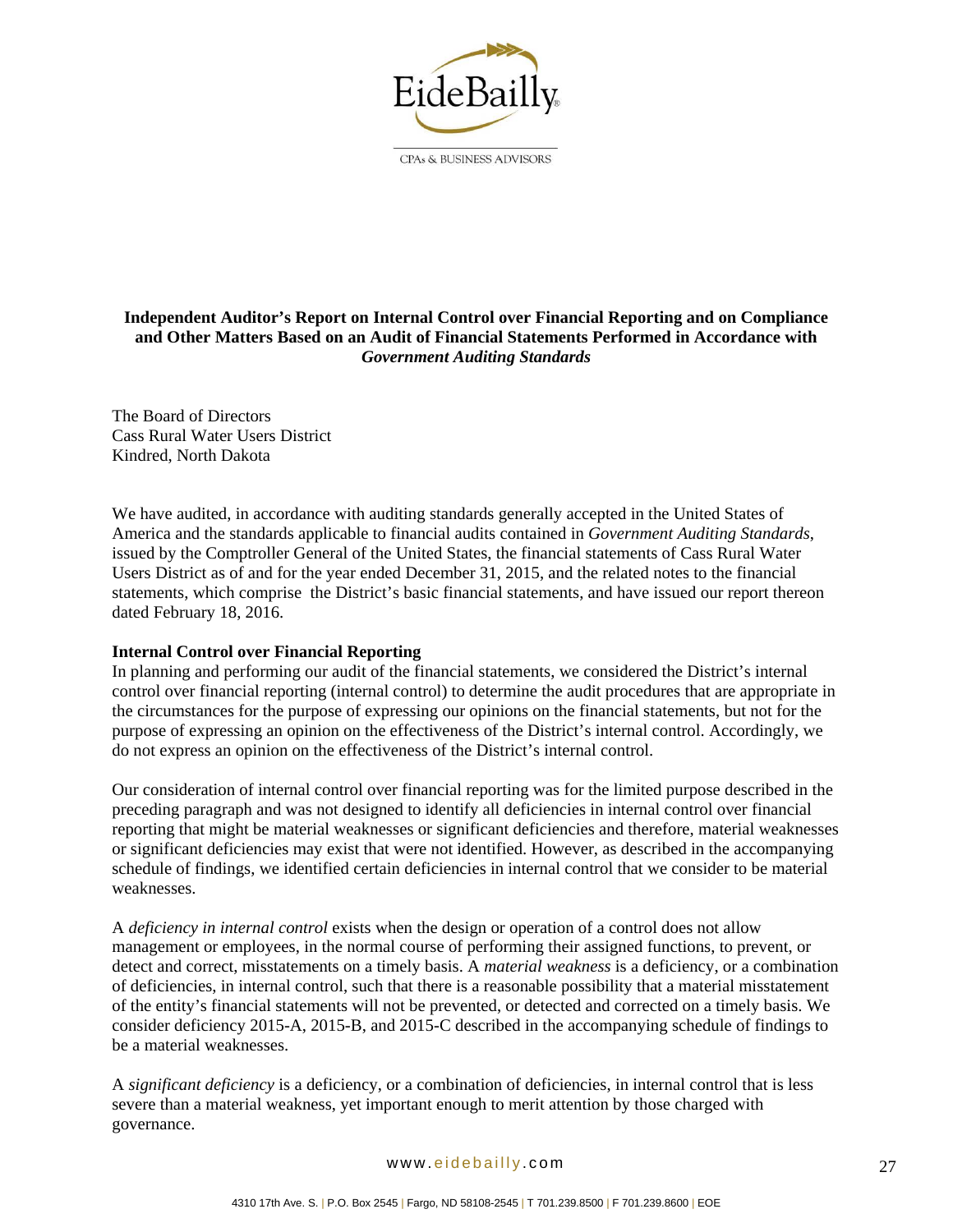EideBailly

CPAs & BUSINESS ADVISORS

**Independent Auditor's Report on Internal Control over Financial Reporting and on Compliance and Other Matters Based on an Audit of Financial Statements Performed in Accordance with *Government Auditing Standards***

The Board of Directors
Cass Rural Water Users District
Kindred, North Dakota

We have audited, in accordance with auditing standards generally accepted in the United States of America and the standards applicable to financial audits contained in *Government Auditing Standards*, issued by the Comptroller General of the United States, the financial statements of Cass Rural Water Users District as of and for the year ended December 31, 2015, and the related notes to the financial statements, which comprise the District's basic financial statements, and have issued our report thereon dated February 18, 2016.

**Internal Control over Financial Reporting**

In planning and performing our audit of the financial statements, we considered the District's internal control over financial reporting (internal control) to determine the audit procedures that are appropriate in the circumstances for the purpose of expressing our opinions on the financial statements, but not for the purpose of expressing an opinion on the effectiveness of the District's internal control. Accordingly, we do not express an opinion on the effectiveness of the District's internal control.

Our consideration of internal control over financial reporting was for the limited purpose described in the preceding paragraph and was not designed to identify all deficiencies in internal control over financial reporting that might be material weaknesses or significant deficiencies and therefore, material weaknesses or significant deficiencies may exist that were not identified. However, as described in the accompanying schedule of findings, we identified certain deficiencies in internal control that we consider to be material weaknesses.

A *deficiency in internal control* exists when the design or operation of a control does not allow management or employees, in the normal course of performing their assigned functions, to prevent, or detect and correct, misstatements on a timely basis. A *material weakness* is a deficiency, or a combination of deficiencies, in internal control, such that there is a reasonable possibility that a material misstatement of the entity's financial statements will not be prevented, or detected and corrected on a timely basis. We consider deficiency 2015-A, 2015-B, and 2015-C described in the accompanying schedule of findings to be a material weaknesses.

A *significant deficiency* is a deficiency, or a combination of deficiencies, in internal control that is less severe than a material weakness, yet important enough to merit attention by those charged with governance.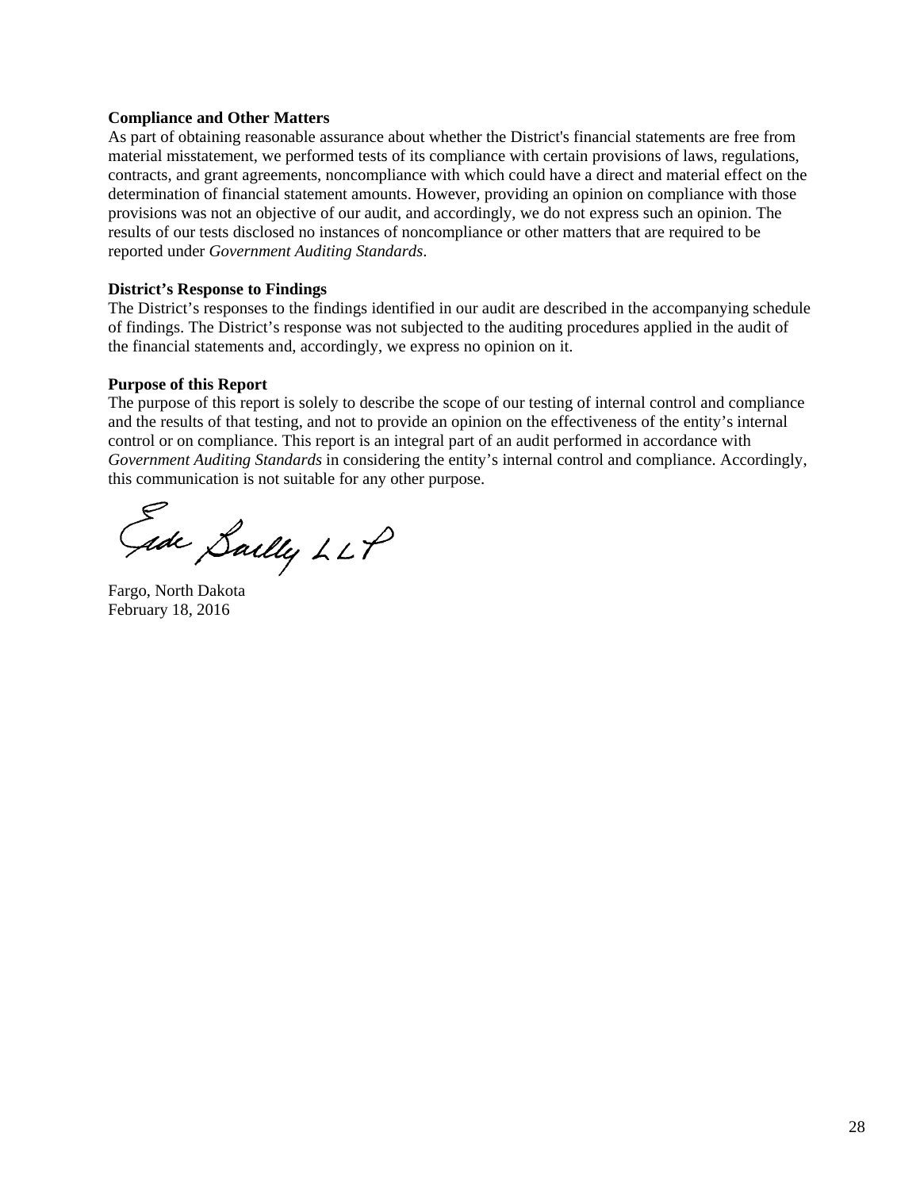**Compliance and Other Matters**

As part of obtaining reasonable assurance about whether the District's financial statements are free from material misstatement, we performed tests of its compliance with certain provisions of laws, regulations, contracts, and grant agreements, noncompliance with which could have a direct and material effect on the determination of financial statement amounts. However, providing an opinion on compliance with those provisions was not an objective of our audit, and accordingly, we do not express such an opinion. The results of our tests disclosed no instances of noncompliance or other matters that are required to be reported under *Government Auditing Standards*.

**District's Response to Findings**

The District's responses to the findings identified in our audit are described in the accompanying schedule of findings. The District's response was not subjected to the auditing procedures applied in the audit of the financial statements and, accordingly, we express no opinion on it.

**Purpose of this Report**

The purpose of this report is solely to describe the scope of our testing of internal control and compliance and the results of that testing, and not to provide an opinion on the effectiveness of the entity's internal control or on compliance. This report is an integral part of an audit performed in accordance with *Government Auditing Standards* in considering the entity's internal control and compliance. Accordingly, this communication is not suitable for any other purpose.

Eide Bailly LLP

Fargo, North Dakota
February 18, 2016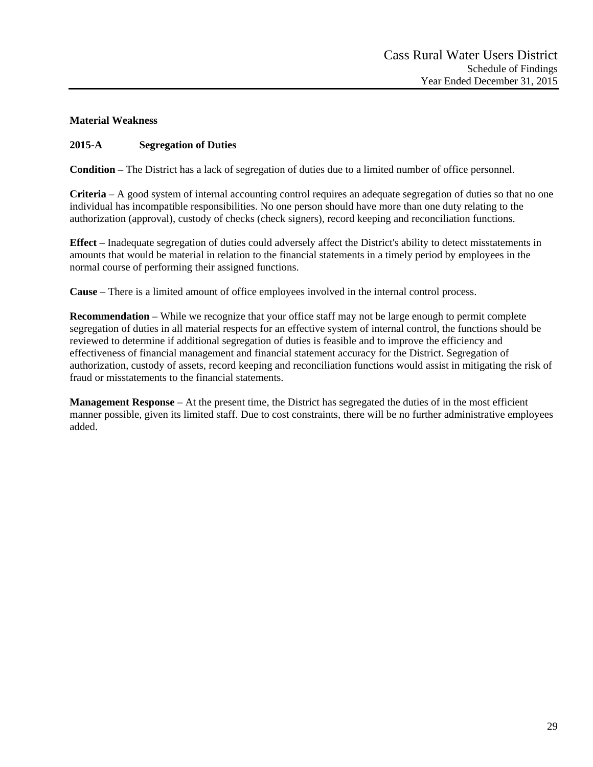## Material Weakness

### 2015-A Segregation of Duties

**Condition** – The District has a lack of segregation of duties due to a limited number of office personnel.

**Criteria** – A good system of internal accounting control requires an adequate segregation of duties so that no one individual has incompatible responsibilities. No one person should have more than one duty relating to the authorization (approval), custody of checks (check signers), record keeping and reconciliation functions.

**Effect** – Inadequate segregation of duties could adversely affect the District's ability to detect misstatements in amounts that would be material in relation to the financial statements in a timely period by employees in the normal course of performing their assigned functions.

**Cause** – There is a limited amount of office employees involved in the internal control process.

**Recommendation** – While we recognize that your office staff may not be large enough to permit complete segregation of duties in all material respects for an effective system of internal control, the functions should be reviewed to determine if additional segregation of duties is feasible and to improve the efficiency and effectiveness of financial management and financial statement accuracy for the District. Segregation of authorization, custody of assets, record keeping and reconciliation functions would assist in mitigating the risk of fraud or misstatements to the financial statements.

**Management Response** – At the present time, the District has segregated the duties of in the most efficient manner possible, given its limited staff. Due to cost constraints, there will be no further administrative employees added.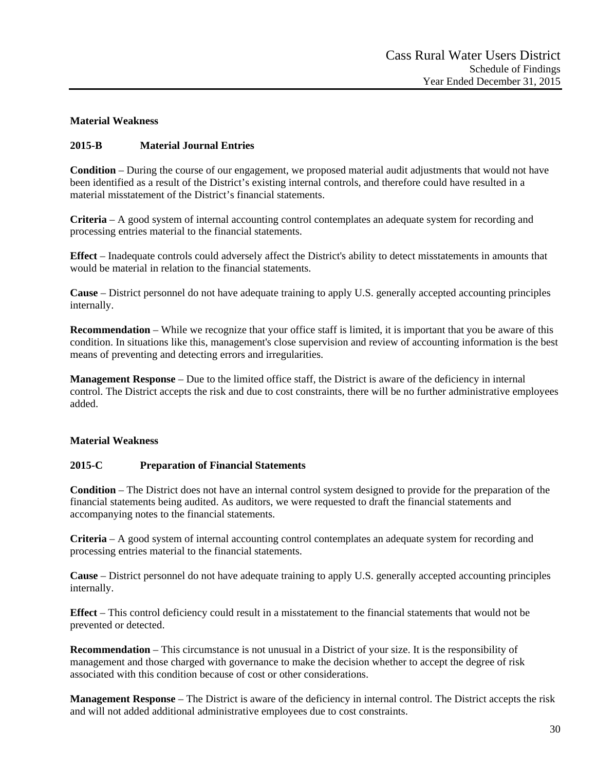**Material Weakness**

**2015-B Material Journal Entries**

**Condition** – During the course of our engagement, we proposed material audit adjustments that would not have been identified as a result of the District's existing internal controls, and therefore could have resulted in a material misstatement of the District's financial statements.

**Criteria** – A good system of internal accounting control contemplates an adequate system for recording and processing entries material to the financial statements.

**Effect** – Inadequate controls could adversely affect the District's ability to detect misstatements in amounts that would be material in relation to the financial statements.

**Cause** – District personnel do not have adequate training to apply U.S. generally accepted accounting principles internally.

**Recommendation** – While we recognize that your office staff is limited, it is important that you be aware of this condition. In situations like this, management's close supervision and review of accounting information is the best means of preventing and detecting errors and irregularities.

**Management Response** – Due to the limited office staff, the District is aware of the deficiency in internal control. The District accepts the risk and due to cost constraints, there will be no further administrative employees added.

**Material Weakness**

**2015-C Preparation of Financial Statements**

**Condition** – The District does not have an internal control system designed to provide for the preparation of the financial statements being audited. As auditors, we were requested to draft the financial statements and accompanying notes to the financial statements.

**Criteria** – A good system of internal accounting control contemplates an adequate system for recording and processing entries material to the financial statements.

**Cause** – District personnel do not have adequate training to apply U.S. generally accepted accounting principles internally.

**Effect** – This control deficiency could result in a misstatement to the financial statements that would not be prevented or detected.

**Recommendation** – This circumstance is not unusual in a District of your size. It is the responsibility of management and those charged with governance to make the decision whether to accept the degree of risk associated with this condition because of cost or other considerations.

**Management Response** – The District is aware of the deficiency in internal control. The District accepts the risk and will not added additional administrative employees due to cost constraints.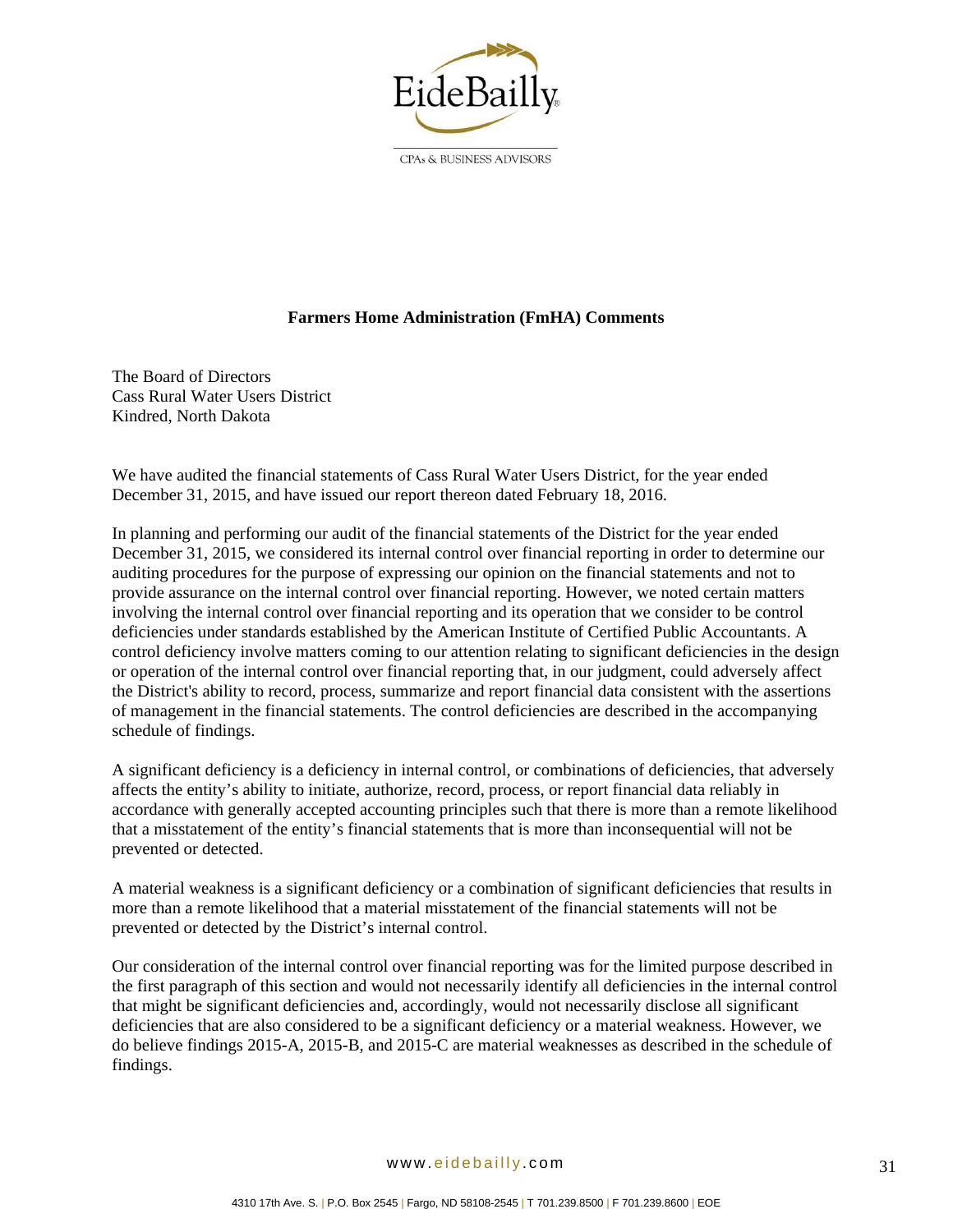## Farmers Home Administration (FmHA) Comments

The Board of Directors
Cass Rural Water Users District
Kindred, North Dakota

We have audited the financial statements of Cass Rural Water Users District, for the year ended December 31, 2015, and have issued our report thereon dated February 18, 2016.

In planning and performing our audit of the financial statements of the District for the year ended December 31, 2015, we considered its internal control over financial reporting in order to determine our auditing procedures for the purpose of expressing our opinion on the financial statements and not to provide assurance on the internal control over financial reporting. However, we noted certain matters involving the internal control over financial reporting and its operation that we consider to be control deficiencies under standards established by the American Institute of Certified Public Accountants. A control deficiency involve matters coming to our attention relating to significant deficiencies in the design or operation of the internal control over financial reporting that, in our judgment, could adversely affect the District's ability to record, process, summarize and report financial data consistent with the assertions of management in the financial statements. The control deficiencies are described in the accompanying schedule of findings.

A significant deficiency is a deficiency in internal control, or combinations of deficiencies, that adversely affects the entity's ability to initiate, authorize, record, process, or report financial data reliably in accordance with generally accepted accounting principles such that there is more than a remote likelihood that a misstatement of the entity's financial statements that is more than inconsequential will not be prevented or detected.

A material weakness is a significant deficiency or a combination of significant deficiencies that results in more than a remote likelihood that a material misstatement of the financial statements will not be prevented or detected by the District's internal control.

Our consideration of the internal control over financial reporting was for the limited purpose described in the first paragraph of this section and would not necessarily identify all deficiencies in the internal control that might be significant deficiencies and, accordingly, would not necessarily disclose all significant deficiencies that are also considered to be a significant deficiency or a material weakness. However, we do believe findings 2015-A, 2015-B, and 2015-C are material weaknesses as described in the schedule of findings.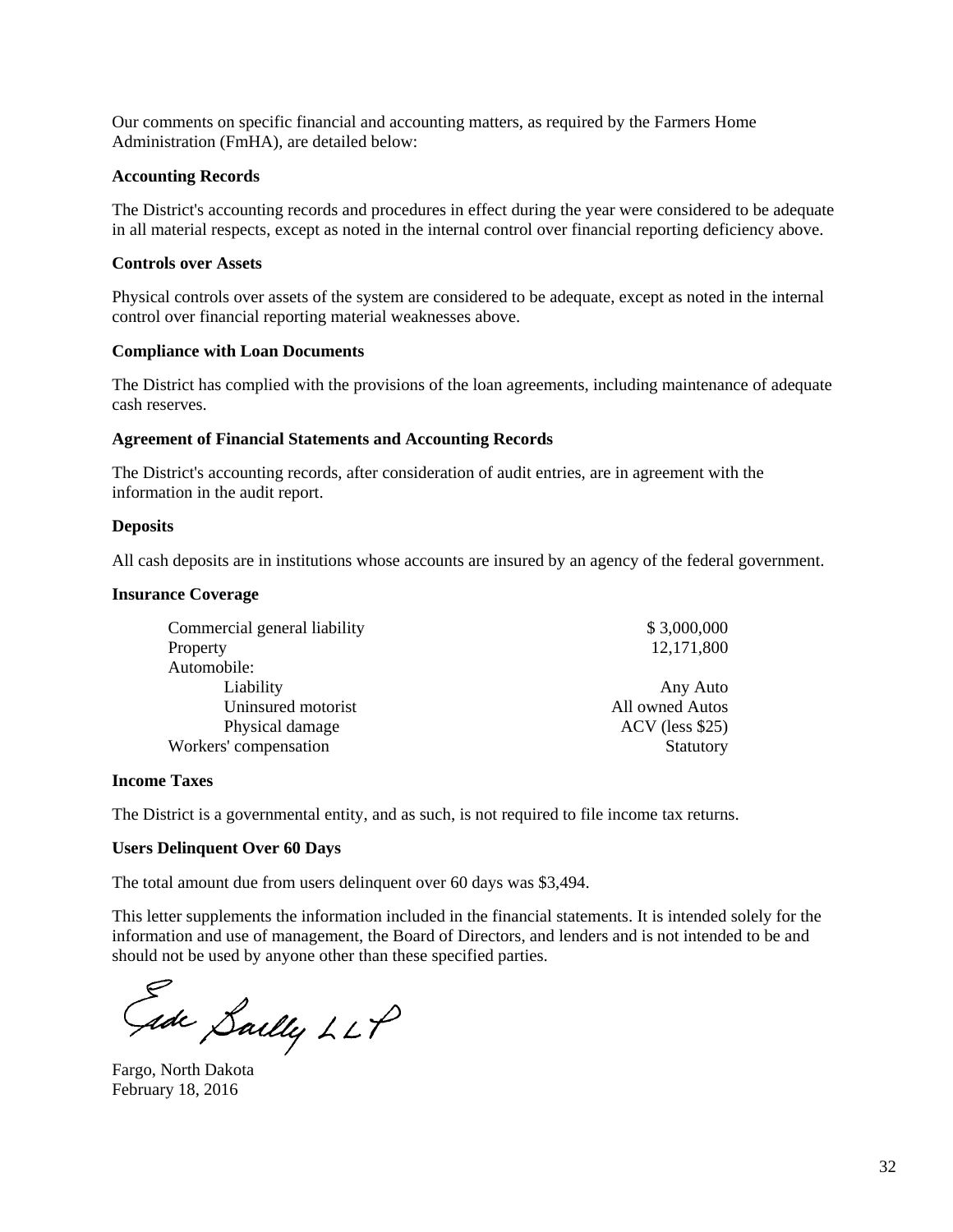Our comments on specific financial and accounting matters, as required by the Farmers Home Administration (FmHA), are detailed below:

**Accounting Records**

The District's accounting records and procedures in effect during the year were considered to be adequate in all material respects, except as noted in the internal control over financial reporting deficiency above.

**Controls over Assets**

Physical controls over assets of the system are considered to be adequate, except as noted in the internal control over financial reporting material weaknesses above.

**Compliance with Loan Documents**

The District has complied with the provisions of the loan agreements, including maintenance of adequate cash reserves.

**Agreement of Financial Statements and Accounting Records**

The District's accounting records, after consideration of audit entries, are in agreement with the information in the audit report.

**Deposits**

All cash deposits are in institutions whose accounts are insured by an agency of the federal government.

**Insurance Coverage**

| | |
|---|---|
| Commercial general liability | $ 3,000,000 |
| Property | 12,171,800 |
| Automobile: | |
| Liability | Any Auto |
| Uninsured motorist | All owned Autos |
| Physical damage | ACV (less $25) |
| Workers' compensation | Statutory |

**Income Taxes**

The District is a governmental entity, and as such, is not required to file income tax returns.

**Users Delinquent Over 60 Days**

The total amount due from users delinquent over 60 days was $3,494.

This letter supplements the information included in the financial statements. It is intended solely for the information and use of management, the Board of Directors, and lenders and is not intended to be and should not be used by anyone other than these specified parties.

Eide Bailly LLP

Fargo, North Dakota
February 18, 2016